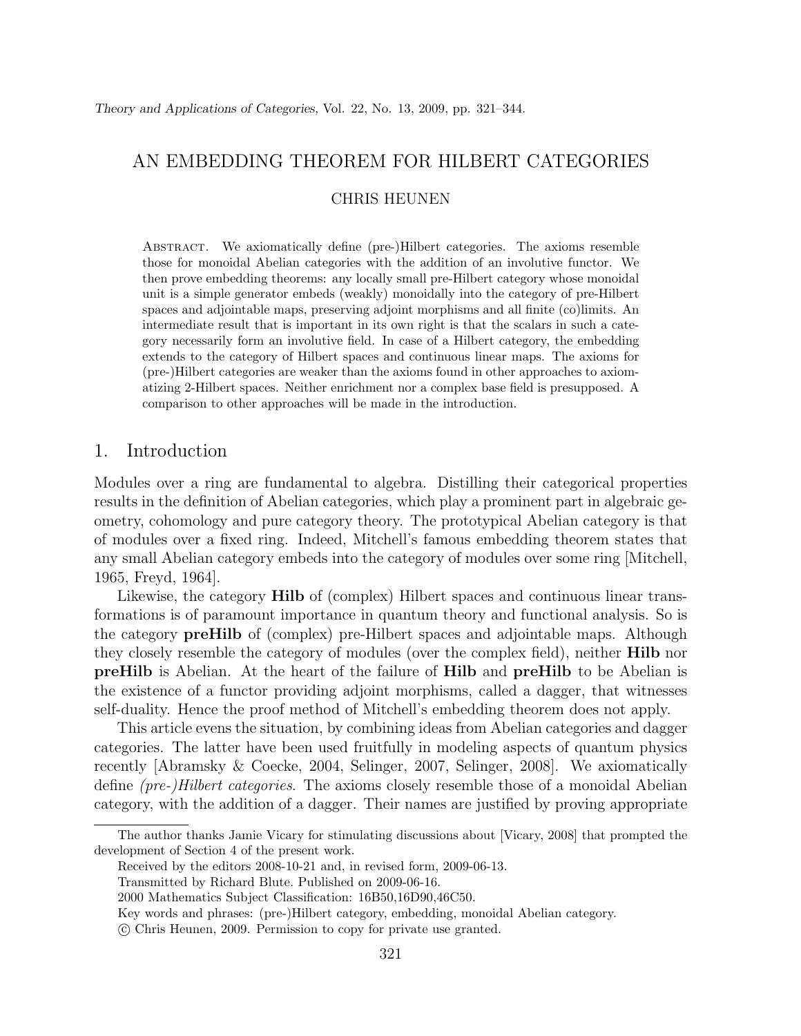# AN EMBEDDING THEOREM FOR HILBERT CATEGORIES

CHRIS HEUNEN

ABSTRACT. We axiomatically define (pre-)Hilbert categories. The axioms resemble those for monoidal Abelian categories with the addition of an involutive functor. We then prove embedding theorems: any locally small pre-Hilbert category whose monoidal unit is a simple generator embeds (weakly) monoidally into the category of pre-Hilbert spaces and adjointable maps, preserving adjoint morphisms and all finite (co)limits. An intermediate result that is important in its own right is that the scalars in such a category necessarily form an involutive field. In case of a Hilbert category, the embedding extends to the category of Hilbert spaces and continuous linear maps. The axioms for (pre-)Hilbert categories are weaker than the axioms found in other approaches to axiomatizing 2-Hilbert spaces. Neither enrichment nor a complex base field is presupposed. A comparison to other approaches will be made in the introduction.

## 1. Introduction

Modules over a ring are fundamental to algebra. Distilling their categorical properties results in the definition of Abelian categories, which play a prominent part in algebraic geometry, cohomology and pure category theory. The prototypical Abelian category is that of modules over a fixed ring. Indeed, Mitchell's famous embedding theorem states that any small Abelian category embeds into the category of modules over some ring [Mitchell, 1965, Freyd, 1964].

Likewise, the category **Hilb** of (complex) Hilbert spaces and continuous linear transformations is of paramount importance in quantum theory and functional analysis. So is the category **preHilb** of (complex) pre-Hilbert spaces and adjointable maps. Although they closely resemble the category of modules (over the complex field), neither **Hilb** nor **preHilb** is Abelian. At the heart of the failure of **Hilb** and **preHilb** to be Abelian is the existence of a functor providing adjoint morphisms, called a dagger, that witnesses self-duality. Hence the proof method of Mitchell's embedding theorem does not apply.

This article evens the situation, by combining ideas from Abelian categories and dagger categories. The latter have been used fruitfully in modeling aspects of quantum physics recently [Abramsky & Coecke, 2004, Selinger, 2007, Selinger, 2008]. We axiomatically define *(pre-)Hilbert categories*. The axioms closely resemble those of a monoidal Abelian category, with the addition of a dagger. Their names are justified by proving appropriate

---

The author thanks Jamie Vicary for stimulating discussions about [Vicary, 2008] that prompted the development of Section 4 of the present work.

Received by the editors 2008-10-21 and, in revised form, 2009-06-13.

Transmitted by Richard Blute. Published on 2009-06-16.

2000 Mathematics Subject Classification: 16B50,16D90,46C50.

Key words and phrases: (pre-)Hilbert category, embedding, monoidal Abelian category.

© Chris Heunen, 2009. Permission to copy for private use granted.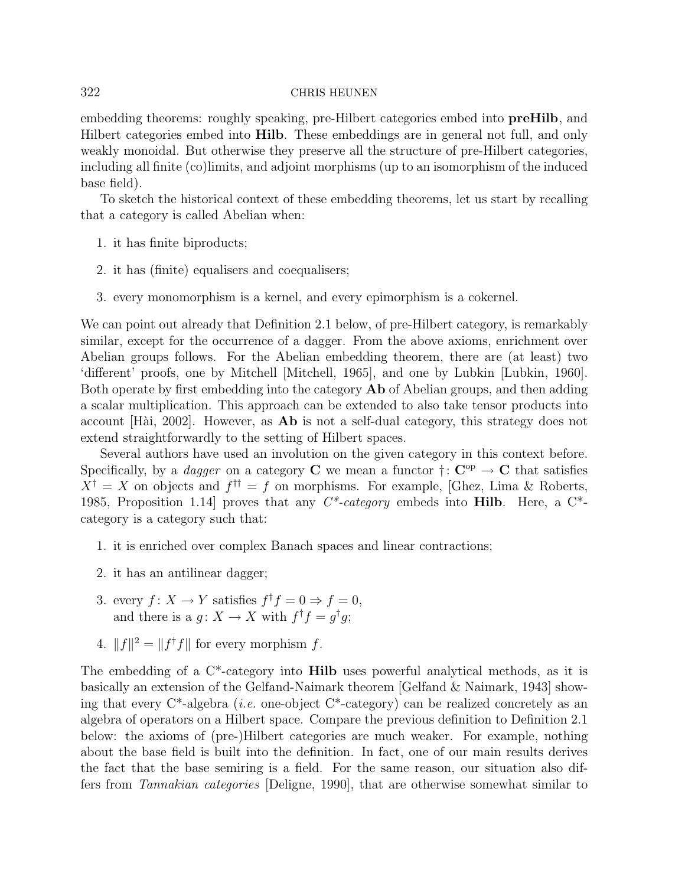embedding theorems: roughly speaking, pre-Hilbert categories embed into **preHilb**, and Hilbert categories embed into **Hilb**. These embeddings are in general not full, and only weakly monoidal. But otherwise they preserve all the structure of pre-Hilbert categories, including all finite (co)limits, and adjoint morphisms (up to an isomorphism of the induced base field).

To sketch the historical context of these embedding theorems, let us start by recalling that a category is called Abelian when:

1. it has finite biproducts;
2. it has (finite) equalisers and coequalisers;
3. every monomorphism is a kernel, and every epimorphism is a cokernel.

We can point out already that Definition 2.1 below, of pre-Hilbert category, is remarkably similar, except for the occurrence of a dagger. From the above axioms, enrichment over Abelian groups follows. For the Abelian embedding theorem, there are (at least) two 'different' proofs, one by Mitchell [Mitchell, 1965], and one by Lubkin [Lubkin, 1960]. Both operate by first embedding into the category **Ab** of Abelian groups, and then adding a scalar multiplication. This approach can be extended to also take tensor products into account [Hài, 2002]. However, as **Ab** is not a self-dual category, this strategy does not extend straightforwardly to the setting of Hilbert spaces.

Several authors have used an involution on the given category in this context before. Specifically, by a *dagger* on a category $\mathbf{C}$ we mean a functor $\dagger\colon \mathbf{C}^{\mathrm{op}} \to \mathbf{C}$ that satisfies $X^\dagger = X$ on objects and $f^{\dagger\dagger} = f$ on morphisms. For example, [Ghez, Lima & Roberts, 1985, Proposition 1.14] proves that any *C\*-category* embeds into **Hilb**. Here, a C\*-category is a category such that:

1. it is enriched over complex Banach spaces and linear contractions;
2. it has an antilinear dagger;
3. every $f\colon X \to Y$ satisfies $f^\dagger f = 0 \Rightarrow f = 0$,
   and there is a $g\colon X \to X$ with $f^\dagger f = g^\dagger g$;
4. $\|f\|^2 = \|f^\dagger f\|$ for every morphism $f$.

The embedding of a C\*-category into **Hilb** uses powerful analytical methods, as it is basically an extension of the Gelfand-Naimark theorem [Gelfand & Naimark, 1943] showing that every C\*-algebra (*i.e.* one-object C\*-category) can be realized concretely as an algebra of operators on a Hilbert space. Compare the previous definition to Definition 2.1 below: the axioms of (pre-)Hilbert categories are much weaker. For example, nothing about the base field is built into the definition. In fact, one of our main results derives the fact that the base semiring is a field. For the same reason, our situation also differs from *Tannakian categories* [Deligne, 1990], that are otherwise somewhat similar to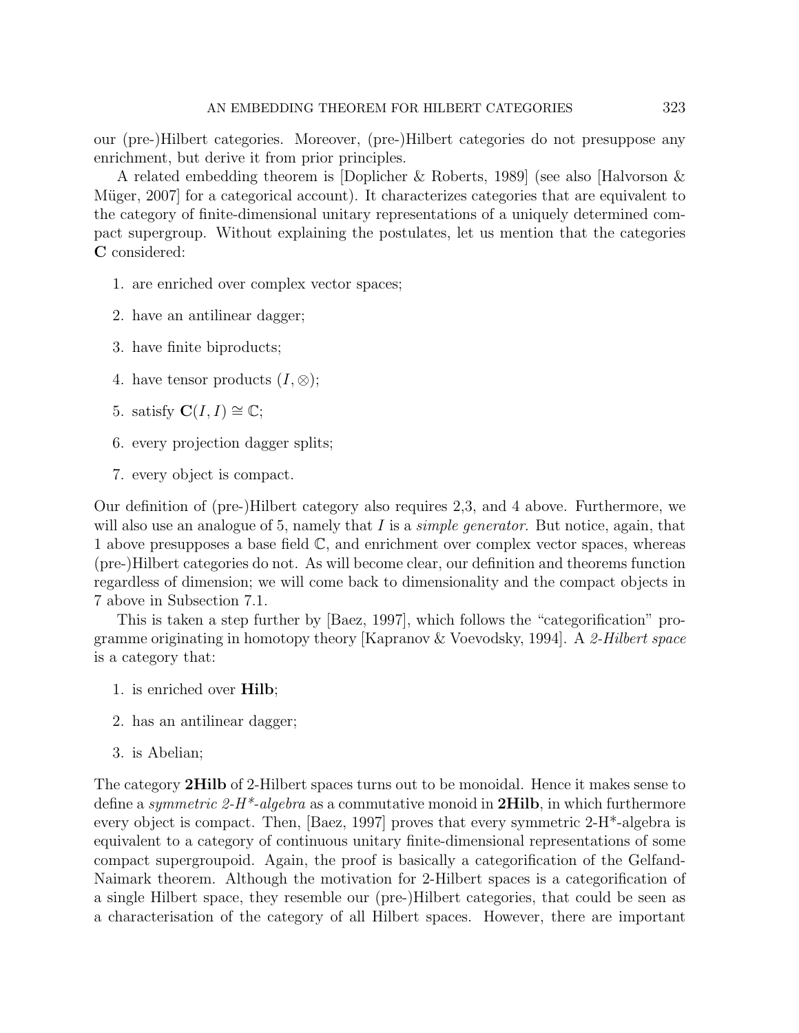our (pre-)Hilbert categories. Moreover, (pre-)Hilbert categories do not presuppose any enrichment, but derive it from prior principles.

A related embedding theorem is [Doplicher & Roberts, 1989] (see also [Halvorson & Müger, 2007] for a categorical account). It characterizes categories that are equivalent to the category of finite-dimensional unitary representations of a uniquely determined compact supergroup. Without explaining the postulates, let us mention that the categories $\mathbf{C}$ considered:

1. are enriched over complex vector spaces;
2. have an antilinear dagger;
3. have finite biproducts;
4. have tensor products $(I, \otimes)$;
5. satisfy $\mathbf{C}(I, I) \cong \mathbb{C}$;
6. every projection dagger splits;
7. every object is compact.

Our definition of (pre-)Hilbert category also requires 2,3, and 4 above. Furthermore, we will also use an analogue of 5, namely that $I$ is a *simple generator*. But notice, again, that 1 above presupposes a base field $\mathbb{C}$, and enrichment over complex vector spaces, whereas (pre-)Hilbert categories do not. As will become clear, our definition and theorems function regardless of dimension; we will come back to dimensionality and the compact objects in 7 above in Subsection 7.1.

This is taken a step further by [Baez, 1997], which follows the "categorification" programme originating in homotopy theory [Kapranov & Voevodsky, 1994]. A *2-Hilbert space* is a category that:

1. is enriched over **Hilb**;
2. has an antilinear dagger;
3. is Abelian;

The category **2Hilb** of 2-Hilbert spaces turns out to be monoidal. Hence it makes sense to define a *symmetric 2-H\*-algebra* as a commutative monoid in **2Hilb**, in which furthermore every object is compact. Then, [Baez, 1997] proves that every symmetric 2-H*-algebra is equivalent to a category of continuous unitary finite-dimensional representations of some compact supergroupoid. Again, the proof is basically a categorification of the Gelfand-Naimark theorem. Although the motivation for 2-Hilbert spaces is a categorification of a single Hilbert space, they resemble our (pre-)Hilbert categories, that could be seen as a characterisation of the category of all Hilbert spaces. However, there are important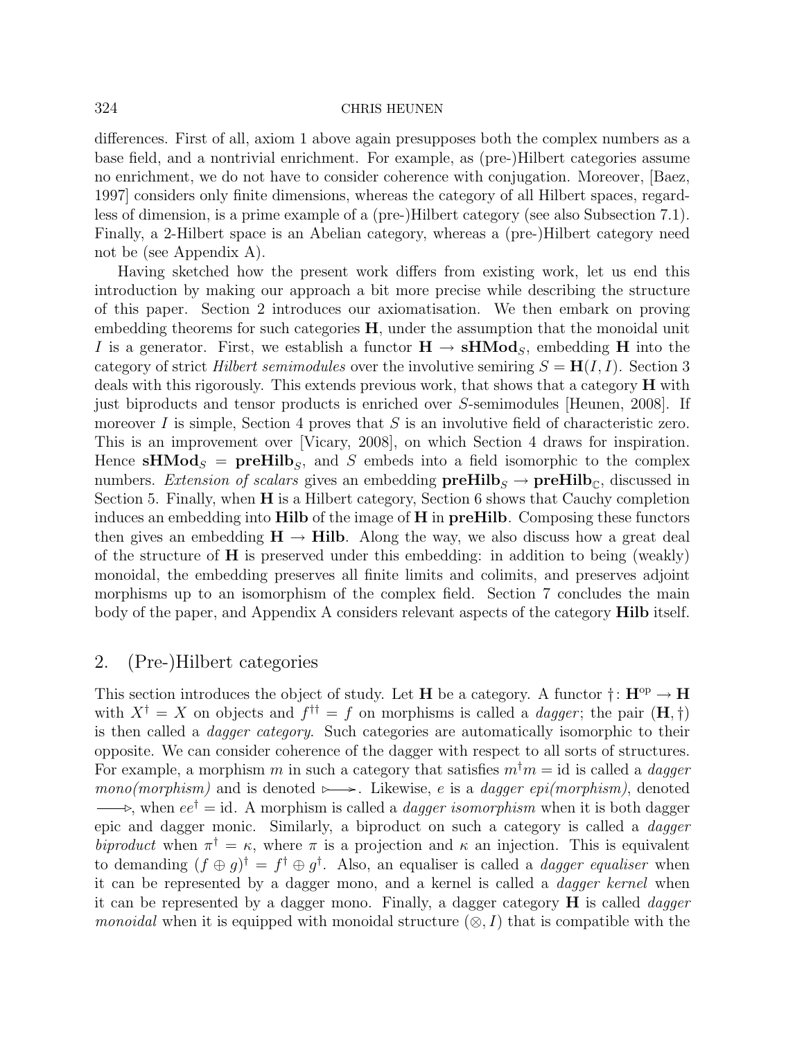differences. First of all, axiom 1 above again presupposes both the complex numbers as a base field, and a nontrivial enrichment. For example, as (pre-)Hilbert categories assume no enrichment, we do not have to consider coherence with conjugation. Moreover, [Baez, 1997] considers only finite dimensions, whereas the category of all Hilbert spaces, regardless of dimension, is a prime example of a (pre-)Hilbert category (see also Subsection 7.1). Finally, a 2-Hilbert space is an Abelian category, whereas a (pre-)Hilbert category need not be (see Appendix A).

Having sketched how the present work differs from existing work, let us end this introduction by making our approach a bit more precise while describing the structure of this paper. Section 2 introduces our axiomatisation. We then embark on proving embedding theorems for such categories $\mathbf{H}$, under the assumption that the monoidal unit $I$ is a generator. First, we establish a functor $\mathbf{H} \to \mathbf{sHMod}_S$, embedding $\mathbf{H}$ into the category of strict *Hilbert semimodules* over the involutive semiring $S = \mathbf{H}(I, I)$. Section 3 deals with this rigorously. This extends previous work, that shows that a category $\mathbf{H}$ with just biproducts and tensor products is enriched over $S$-semimodules [Heunen, 2008]. If moreover $I$ is simple, Section 4 proves that $S$ is an involutive field of characteristic zero. This is an improvement over [Vicary, 2008], on which Section 4 draws for inspiration. Hence $\mathbf{sHMod}_S = \mathbf{preHilb}_S$, and $S$ embeds into a field isomorphic to the complex numbers. *Extension of scalars* gives an embedding $\mathbf{preHilb}_S \to \mathbf{preHilb}_{\mathbb{C}}$, discussed in Section 5. Finally, when $\mathbf{H}$ is a Hilbert category, Section 6 shows that Cauchy completion induces an embedding into $\mathbf{Hilb}$ of the image of $\mathbf{H}$ in $\mathbf{preHilb}$. Composing these functors then gives an embedding $\mathbf{H} \to \mathbf{Hilb}$. Along the way, we also discuss how a great deal of the structure of $\mathbf{H}$ is preserved under this embedding: in addition to being (weakly) monoidal, the embedding preserves all finite limits and colimits, and preserves adjoint morphisms up to an isomorphism of the complex field. Section 7 concludes the main body of the paper, and Appendix A considers relevant aspects of the category $\mathbf{Hilb}$ itself.

## 2. (Pre-)Hilbert categories

This section introduces the object of study. Let $\mathbf{H}$ be a category. A functor $\dagger \colon \mathbf{H}^{\mathrm{op}} \to \mathbf{H}$ with $X^\dagger = X$ on objects and $f^{\dagger\dagger} = f$ on morphisms is called a *dagger*; the pair $(\mathbf{H}, \dagger)$ is then called a *dagger category*. Such categories are automatically isomorphic to their opposite. We can consider coherence of the dagger with respect to all sorts of structures. For example, a morphism $m$ in such a category that satisfies $m^\dagger m = \mathrm{id}$ is called a *dagger mono(morphism)* and is denoted $\rightarrowtail$. Likewise, $e$ is a *dagger epi(morphism)*, denoted $\twoheadrightarrow$, when $ee^\dagger = \mathrm{id}$. A morphism is called a *dagger isomorphism* when it is both dagger epic and dagger monic. Similarly, a biproduct on such a category is called a *dagger biproduct* when $\pi^\dagger = \kappa$, where $\pi$ is a projection and $\kappa$ an injection. This is equivalent to demanding $(f \oplus g)^\dagger = f^\dagger \oplus g^\dagger$. Also, an equaliser is called a *dagger equaliser* when it can be represented by a dagger mono, and a kernel is called a *dagger kernel* when it can be represented by a dagger mono. Finally, a dagger category $\mathbf{H}$ is called *dagger monoidal* when it is equipped with monoidal structure $(\otimes, I)$ that is compatible with the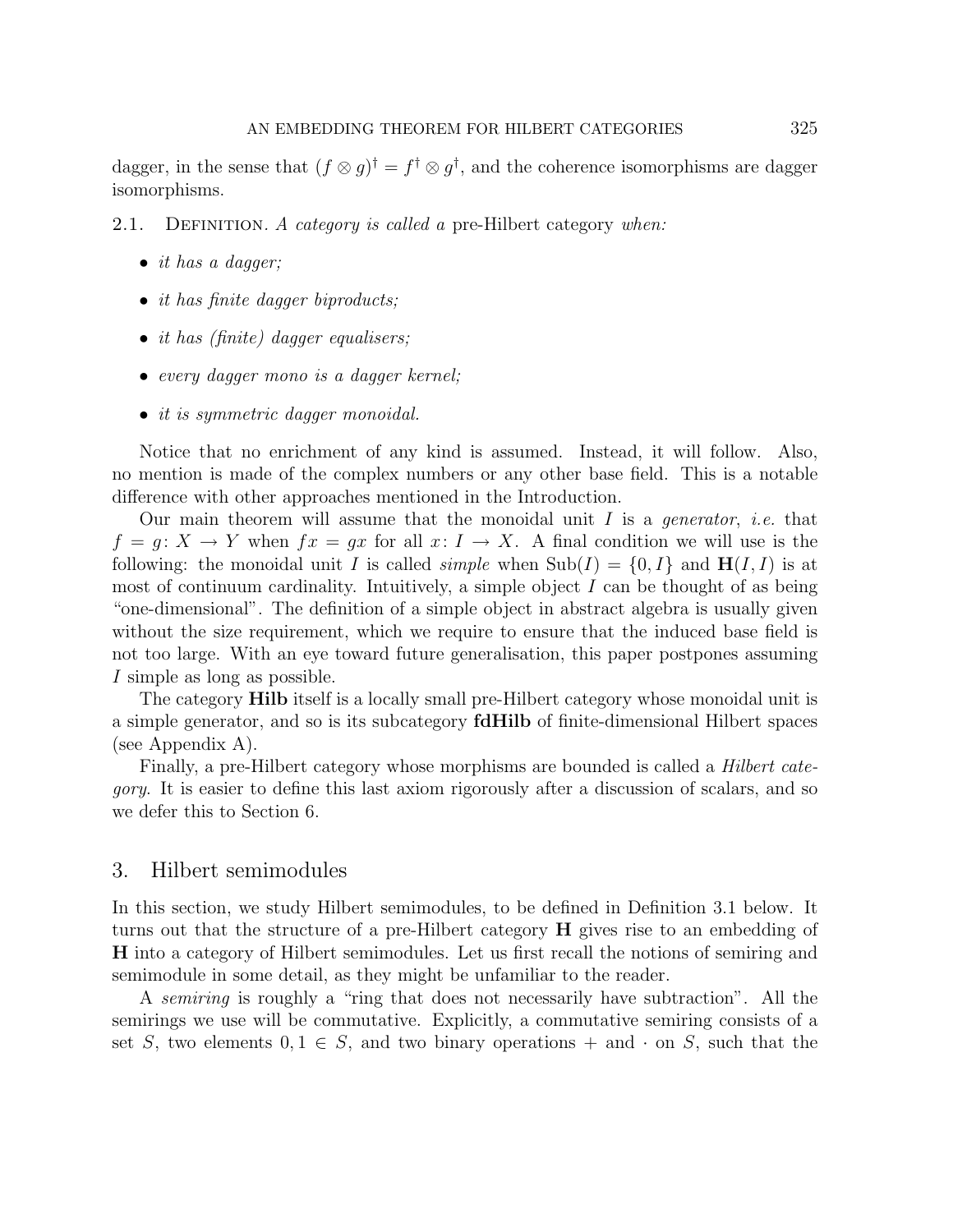dagger, in the sense that $(f \otimes g)^\dagger = f^\dagger \otimes g^\dagger$, and the coherence isomorphisms are dagger isomorphisms.

2.1. Definition. *A category is called a* pre-Hilbert category *when:*

- *it has a dagger;*
- *it has finite dagger biproducts;*
- *it has (finite) dagger equalisers;*
- *every dagger mono is a dagger kernel;*
- *it is symmetric dagger monoidal.*

Notice that no enrichment of any kind is assumed. Instead, it will follow. Also, no mention is made of the complex numbers or any other base field. This is a notable difference with other approaches mentioned in the Introduction.

Our main theorem will assume that the monoidal unit $I$ is a *generator*, *i.e.* that $f = g \colon X \to Y$ when $fx = gx$ for all $x \colon I \to X$. A final condition we will use is the following: the monoidal unit $I$ is called *simple* when $\mathrm{Sub}(I) = \{0, I\}$ and $\mathbf{H}(I, I)$ is at most of continuum cardinality. Intuitively, a simple object $I$ can be thought of as being "one-dimensional". The definition of a simple object in abstract algebra is usually given without the size requirement, which we require to ensure that the induced base field is not too large. With an eye toward future generalisation, this paper postpones assuming $I$ simple as long as possible.

The category **Hilb** itself is a locally small pre-Hilbert category whose monoidal unit is a simple generator, and so is its subcategory **fdHilb** of finite-dimensional Hilbert spaces (see Appendix A).

Finally, a pre-Hilbert category whose morphisms are bounded is called a *Hilbert category*. It is easier to define this last axiom rigorously after a discussion of scalars, and so we defer this to Section 6.

## 3. Hilbert semimodules

In this section, we study Hilbert semimodules, to be defined in Definition 3.1 below. It turns out that the structure of a pre-Hilbert category $\mathbf{H}$ gives rise to an embedding of $\mathbf{H}$ into a category of Hilbert semimodules. Let us first recall the notions of semiring and semimodule in some detail, as they might be unfamiliar to the reader.

A *semiring* is roughly a "ring that does not necessarily have subtraction". All the semirings we use will be commutative. Explicitly, a commutative semiring consists of a set $S$, two elements $0, 1 \in S$, and two binary operations $+$ and $\cdot$ on $S$, such that the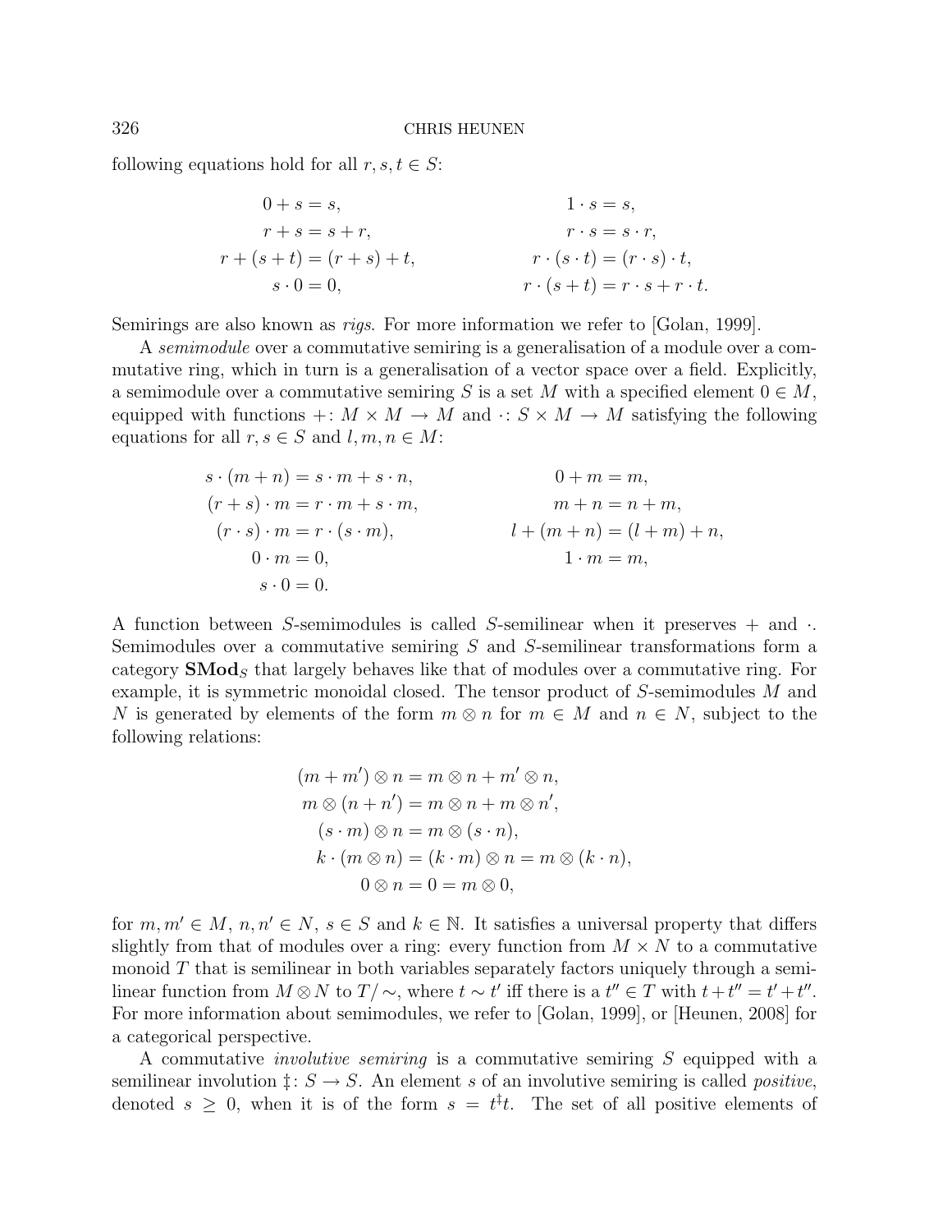following equations hold for all $r, s, t \in S$:

$$
\begin{aligned}
0 + s &= s, & 1 \cdot s &= s, \\
r + s &= s + r, & r \cdot s &= s \cdot r, \\
r + (s + t) &= (r + s) + t, & r \cdot (s \cdot t) &= (r \cdot s) \cdot t, \\
s \cdot 0 &= 0, & r \cdot (s + t) &= r \cdot s + r \cdot t.
\end{aligned}
$$

Semirings are also known as *rigs*. For more information we refer to [Golan, 1999].

A *semimodule* over a commutative semiring is a generalisation of a module over a commutative ring, which in turn is a generalisation of a vector space over a field. Explicitly, a semimodule over a commutative semiring $S$ is a set $M$ with a specified element $0 \in M$, equipped with functions $+ \colon M \times M \to M$ and $\cdot \colon S \times M \to M$ satisfying the following equations for all $r, s \in S$ and $l, m, n \in M$:

$$
\begin{aligned}
s \cdot (m + n) &= s \cdot m + s \cdot n, & 0 + m &= m, \\
(r + s) \cdot m &= r \cdot m + s \cdot m, & m + n &= n + m, \\
(r \cdot s) \cdot m &= r \cdot (s \cdot m), & l + (m + n) &= (l + m) + n, \\
0 \cdot m &= 0, & 1 \cdot m &= m, \\
s \cdot 0 &= 0.
\end{aligned}
$$

A function between $S$-semimodules is called $S$-semilinear when it preserves $+$ and $\cdot$. Semimodules over a commutative semiring $S$ and $S$-semilinear transformations form a category $\mathbf{SMod}_S$ that largely behaves like that of modules over a commutative ring. For example, it is symmetric monoidal closed. The tensor product of $S$-semimodules $M$ and $N$ is generated by elements of the form $m \otimes n$ for $m \in M$ and $n \in N$, subject to the following relations:

$$
\begin{aligned}
(m + m') \otimes n &= m \otimes n + m' \otimes n, \\
m \otimes (n + n') &= m \otimes n + m \otimes n', \\
(s \cdot m) \otimes n &= m \otimes (s \cdot n), \\
k \cdot (m \otimes n) &= (k \cdot m) \otimes n = m \otimes (k \cdot n), \\
0 \otimes n &= 0 = m \otimes 0,
\end{aligned}
$$

for $m, m' \in M$, $n, n' \in N$, $s \in S$ and $k \in \mathbb{N}$. It satisfies a universal property that differs slightly from that of modules over a ring: every function from $M \times N$ to a commutative monoid $T$ that is semilinear in both variables separately factors uniquely through a semilinear function from $M \otimes N$ to $T/\!\sim$, where $t \sim t'$ iff there is a $t'' \in T$ with $t + t'' = t' + t''$. For more information about semimodules, we refer to [Golan, 1999], or [Heunen, 2008] for a categorical perspective.

A commutative *involutive semiring* is a commutative semiring $S$ equipped with a semilinear involution $\ddagger \colon S \to S$. An element $s$ of an involutive semiring is called *positive*, denoted $s \geq 0$, when it is of the form $s = t^\ddagger t$. The set of all positive elements of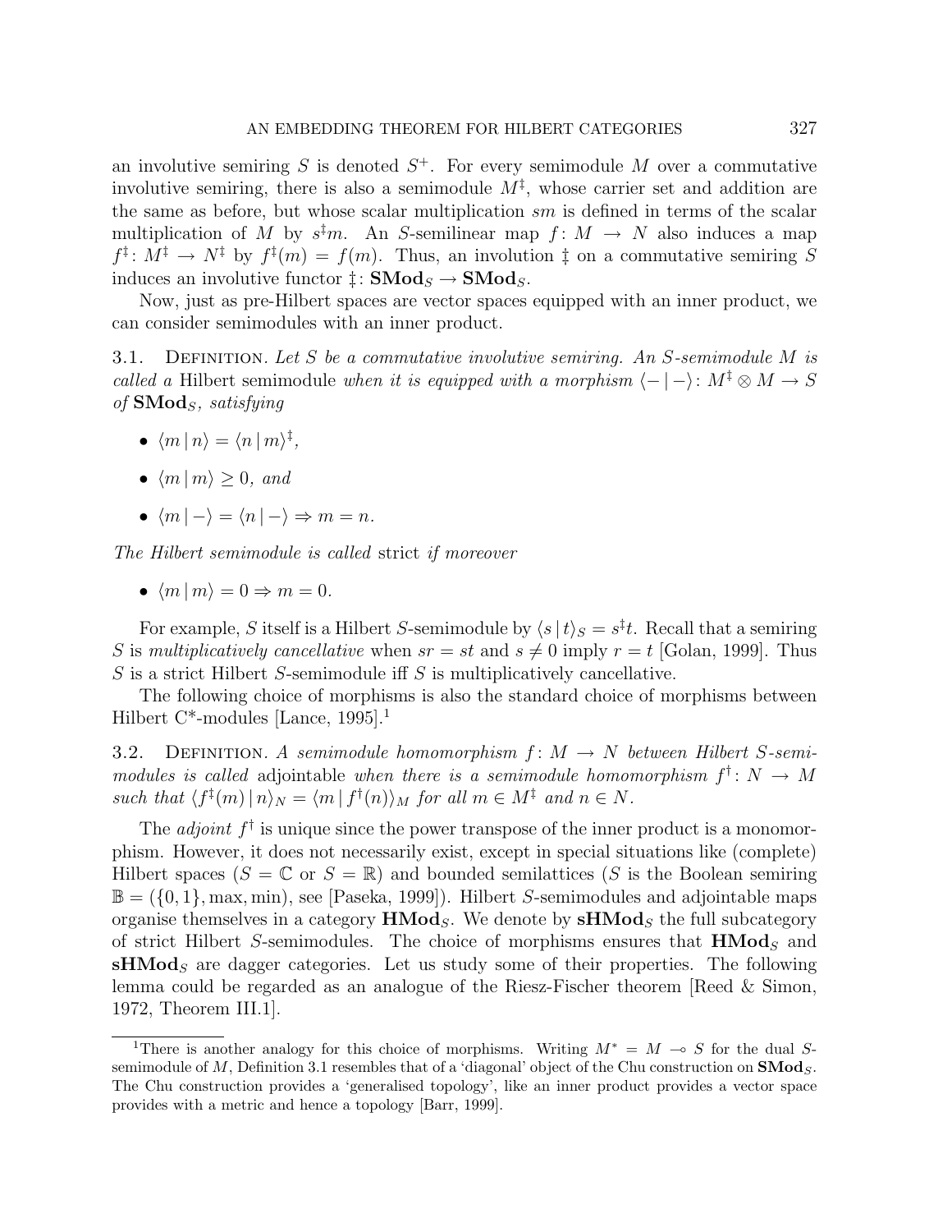an involutive semiring $S$ is denoted $S^+$. For every semimodule $M$ over a commutative involutive semiring, there is also a semimodule $M^\ddagger$, whose carrier set and addition are the same as before, but whose scalar multiplication $sm$ is defined in terms of the scalar multiplication of $M$ by $s^\ddagger m$. An $S$-semilinear map $f\colon M \to N$ also induces a map $f^\ddagger\colon M^\ddagger \to N^\ddagger$ by $f^\ddagger(m) = f(m)$. Thus, an involution $\ddagger$ on a commutative semiring $S$ induces an involutive functor $\ddagger\colon \mathbf{SMod}_S \to \mathbf{SMod}_S$.

Now, just as pre-Hilbert spaces are vector spaces equipped with an inner product, we can consider semimodules with an inner product.

3.1. Definition. *Let $S$ be a commutative involutive semiring. An $S$-semimodule $M$ is called a* Hilbert semimodule *when it is equipped with a morphism $\langle - \,|\, - \rangle\colon M^\ddagger \otimes M \to S$ of $\mathbf{SMod}_S$, satisfying*

- $\langle m \,|\, n \rangle = \langle n \,|\, m \rangle^\ddagger$,
- $\langle m \,|\, m \rangle \geq 0$, *and*
- $\langle m \,|\, - \rangle = \langle n \,|\, - \rangle \Rightarrow m = n$.

*The Hilbert semimodule is called* strict *if moreover*

- $\langle m \,|\, m \rangle = 0 \Rightarrow m = 0$.

For example, $S$ itself is a Hilbert $S$-semimodule by $\langle s \,|\, t \rangle_S = s^\ddagger t$. Recall that a semiring $S$ is *multiplicatively cancellative* when $sr = st$ and $s \neq 0$ imply $r = t$ [Golan, 1999]. Thus $S$ is a strict Hilbert $S$-semimodule iff $S$ is multiplicatively cancellative.

The following choice of morphisms is also the standard choice of morphisms between Hilbert C*-modules [Lance, 1995].[1]

3.2. Definition. *A semimodule homomorphism $f\colon M \to N$ between Hilbert $S$-semimodules is called* adjointable *when there is a semimodule homomorphism $f^\dagger\colon N \to M$ such that $\langle f^\ddagger(m) \,|\, n \rangle_N = \langle m \,|\, f^\dagger(n) \rangle_M$ for all $m \in M^\ddagger$ and $n \in N$.*

The *adjoint* $f^\dagger$ is unique since the power transpose of the inner product is a monomorphism. However, it does not necessarily exist, except in special situations like (complete) Hilbert spaces ($S = \mathbb{C}$ or $S = \mathbb{R}$) and bounded semilattices ($S$ is the Boolean semiring $\mathbb{B} = (\{0,1\}, \max, \min)$, see [Paseka, 1999]). Hilbert $S$-semimodules and adjointable maps organise themselves in a category $\mathbf{HMod}_S$. We denote by $\mathbf{sHMod}_S$ the full subcategory of strict Hilbert $S$-semimodules. The choice of morphisms ensures that $\mathbf{HMod}_S$ and $\mathbf{sHMod}_S$ are dagger categories. Let us study some of their properties. The following lemma could be regarded as an analogue of the Riesz-Fischer theorem [Reed & Simon, 1972, Theorem III.1].

[1] There is another analogy for this choice of morphisms. Writing $M^* = M \multimap S$ for the dual $S$-semimodule of $M$, Definition 3.1 resembles that of a 'diagonal' object of the Chu construction on $\mathbf{SMod}_S$. The Chu construction provides a 'generalised topology', like an inner product provides a vector space provides with a metric and hence a topology [Barr, 1999].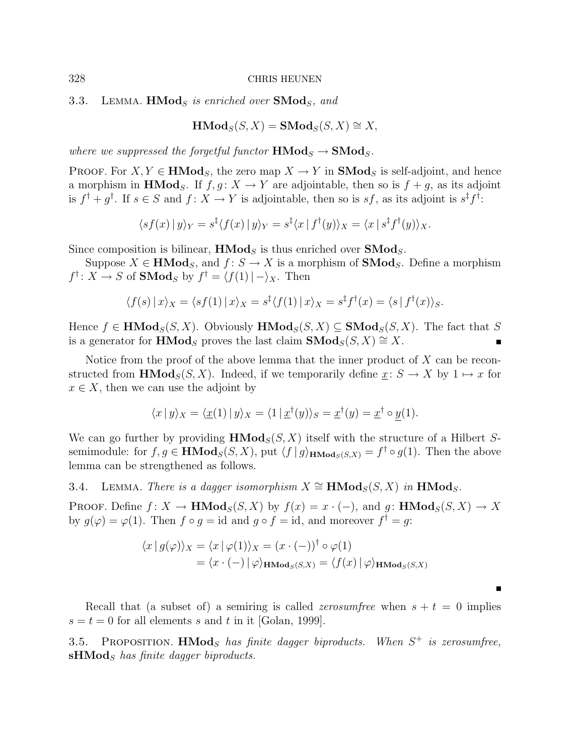3.3. Lemma. $\mathbf{HMod}_S$ *is enriched over* $\mathbf{SMod}_S$*, and*

$$\mathbf{HMod}_S(S, X) = \mathbf{SMod}_S(S, X) \cong X,$$

*where we suppressed the forgetful functor* $\mathbf{HMod}_S \to \mathbf{SMod}_S$*.*

Proof. For $X, Y \in \mathbf{HMod}_S$, the zero map $X \to Y$ in $\mathbf{SMod}_S$ is self-adjoint, and hence a morphism in $\mathbf{HMod}_S$. If $f, g \colon X \to Y$ are adjointable, then so is $f + g$, as its adjoint is $f^\dagger + g^\dagger$. If $s \in S$ and $f \colon X \to Y$ is adjointable, then so is $sf$, as its adjoint is $s^\ddagger f^\dagger$:

$$\langle sf(x) \,|\, y \rangle_Y = s^\ddagger \langle f(x) \,|\, y \rangle_Y = s^\ddagger \langle x \,|\, f^\dagger(y) \rangle_X = \langle x \,|\, s^\ddagger f^\dagger(y) \rangle_X.$$

Since composition is bilinear, $\mathbf{HMod}_S$ is thus enriched over $\mathbf{SMod}_S$.

Suppose $X \in \mathbf{HMod}_S$, and $f \colon S \to X$ is a morphism of $\mathbf{SMod}_S$. Define a morphism $f^\dagger \colon X \to S$ of $\mathbf{SMod}_S$ by $f^\dagger = \langle f(1) \,|\, - \rangle_X$. Then

$$\langle f(s) \,|\, x \rangle_X = \langle sf(1) \,|\, x \rangle_X = s^\ddagger \langle f(1) \,|\, x \rangle_X = s^\ddagger f^\dagger(x) = \langle s \,|\, f^\dagger(x) \rangle_S.$$

Hence $f \in \mathbf{HMod}_S(S, X)$. Obviously $\mathbf{HMod}_S(S, X) \subseteq \mathbf{SMod}_S(S, X)$. The fact that $S$ is a generator for $\mathbf{HMod}_S$ proves the last claim $\mathbf{SMod}_S(S, X) \cong X$. ∎

Notice from the proof of the above lemma that the inner product of $X$ can be reconstructed from $\mathbf{HMod}_S(S, X)$. Indeed, if we temporarily define $\underline{x} \colon S \to X$ by $1 \mapsto x$ for $x \in X$, then we can use the adjoint by

$$\langle x \,|\, y \rangle_X = \langle \underline{x}(1) \,|\, y \rangle_X = \langle 1 \,|\, \underline{x}^\dagger(y) \rangle_S = \underline{x}^\dagger(y) = \underline{x}^\dagger \circ \underline{y}(1).$$

We can go further by providing $\mathbf{HMod}_S(S, X)$ itself with the structure of a Hilbert $S$-semimodule: for $f, g \in \mathbf{HMod}_S(S, X)$, put $\langle f \,|\, g \rangle_{\mathbf{HMod}_S(S,X)} = f^\dagger \circ g(1)$. Then the above lemma can be strengthened as follows.

3.4. Lemma. *There is a dagger isomorphism* $X \cong \mathbf{HMod}_S(S, X)$ *in* $\mathbf{HMod}_S$*.*

Proof. Define $f \colon X \to \mathbf{HMod}_S(S, X)$ by $f(x) = x \cdot (-)$, and $g \colon \mathbf{HMod}_S(S, X) \to X$ by $g(\varphi) = \varphi(1)$. Then $f \circ g = \mathrm{id}$ and $g \circ f = \mathrm{id}$, and moreover $f^\dagger = g$:

$$\begin{aligned}
\langle x \,|\, g(\varphi) \rangle_X &= \langle x \,|\, \varphi(1) \rangle_X = (x \cdot (-))^\dagger \circ \varphi(1) \\
&= \langle x \cdot (-) \,|\, \varphi \rangle_{\mathbf{HMod}_S(S,X)} = \langle f(x) \,|\, \varphi \rangle_{\mathbf{HMod}_S(S,X)}
\end{aligned}$$

∎

Recall that (a subset of) a semiring is called *zerosumfree* when $s + t = 0$ implies $s = t = 0$ for all elements $s$ and $t$ in it [Golan, 1999].

3.5. Proposition. $\mathbf{HMod}_S$ *has finite dagger biproducts. When* $S^+$ *is zerosumfree,* $\mathbf{sHMod}_S$ *has finite dagger biproducts.*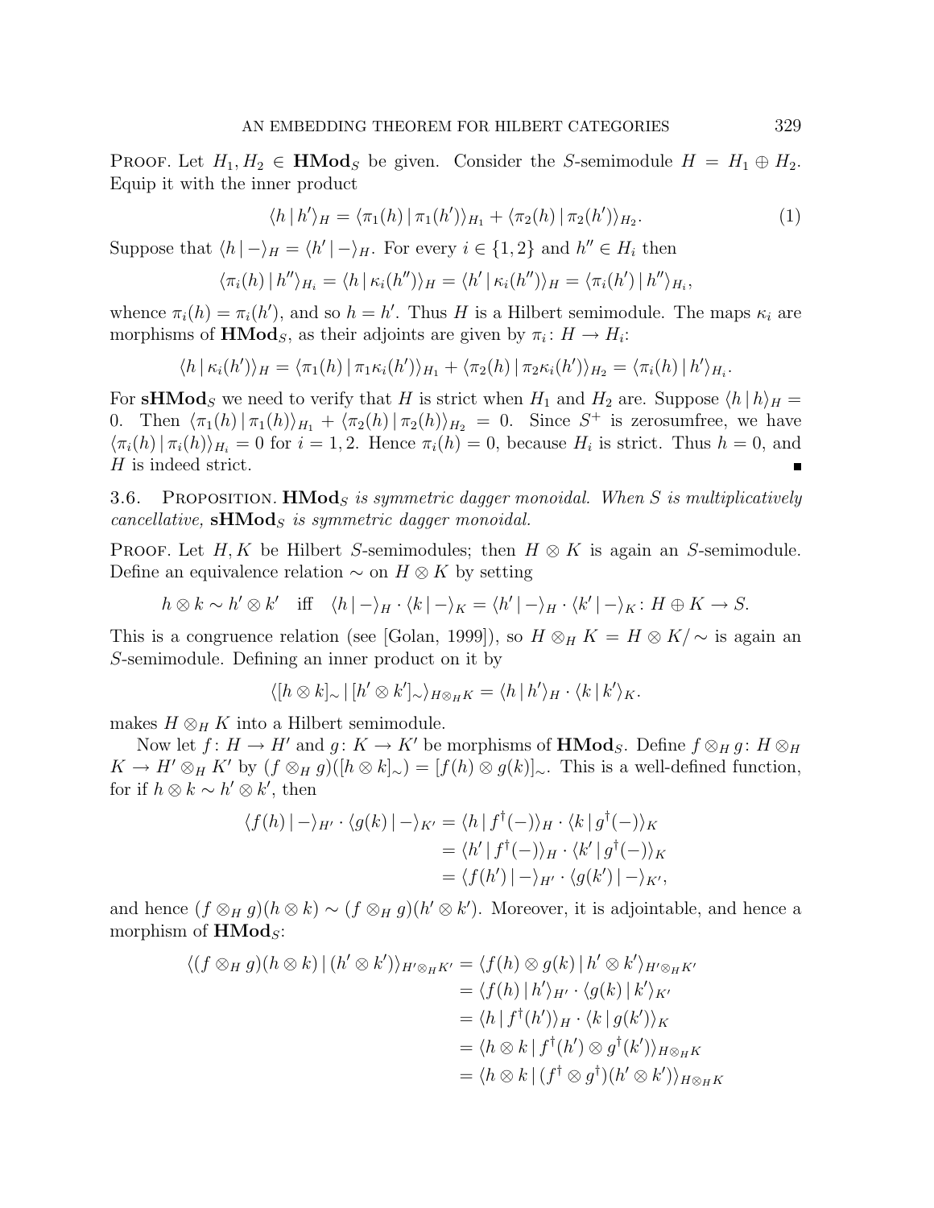PROOF. Let $H_1, H_2 \in \mathbf{HMod}_S$ be given. Consider the $S$-semimodule $H = H_1 \oplus H_2$. Equip it with the inner product

$$\langle h \,|\, h' \rangle_H = \langle \pi_1(h) \,|\, \pi_1(h') \rangle_{H_1} + \langle \pi_2(h) \,|\, \pi_2(h') \rangle_{H_2}. \tag{1}$$

Suppose that $\langle h \,|\, - \rangle_H = \langle h' \,|\, - \rangle_H$. For every $i \in \{1, 2\}$ and $h'' \in H_i$ then

$$\langle \pi_i(h) \,|\, h'' \rangle_{H_i} = \langle h \,|\, \kappa_i(h'') \rangle_H = \langle h' \,|\, \kappa_i(h'') \rangle_H = \langle \pi_i(h') \,|\, h'' \rangle_{H_i},$$

whence $\pi_i(h) = \pi_i(h')$, and so $h = h'$. Thus $H$ is a Hilbert semimodule. The maps $\kappa_i$ are morphisms of $\mathbf{HMod}_S$, as their adjoints are given by $\pi_i \colon H \to H_i$:

$$\langle h \,|\, \kappa_i(h') \rangle_H = \langle \pi_1(h) \,|\, \pi_1\kappa_i(h') \rangle_{H_1} + \langle \pi_2(h) \,|\, \pi_2\kappa_i(h') \rangle_{H_2} = \langle \pi_i(h) \,|\, h' \rangle_{H_i}.$$

For $\mathbf{sHMod}_S$ we need to verify that $H$ is strict when $H_1$ and $H_2$ are. Suppose $\langle h \,|\, h \rangle_H = 0$. Then $\langle \pi_1(h) \,|\, \pi_1(h) \rangle_{H_1} + \langle \pi_2(h) \,|\, \pi_2(h) \rangle_{H_2} = 0$. Since $S^+$ is zerosumfree, we have $\langle \pi_i(h) \,|\, \pi_i(h) \rangle_{H_i} = 0$ for $i = 1, 2$. Hence $\pi_i(h) = 0$, because $H_i$ is strict. Thus $h = 0$, and $H$ is indeed strict. ∎

3.6. PROPOSITION. *$\mathbf{HMod}_S$ is symmetric dagger monoidal. When $S$ is multiplicatively cancellative, $\mathbf{sHMod}_S$ is symmetric dagger monoidal.*

PROOF. Let $H, K$ be Hilbert $S$-semimodules; then $H \otimes K$ is again an $S$-semimodule. Define an equivalence relation $\sim$ on $H \otimes K$ by setting

$$h \otimes k \sim h' \otimes k' \quad \text{iff} \quad \langle h \,|\, - \rangle_H \cdot \langle k \,|\, - \rangle_K = \langle h' \,|\, - \rangle_H \cdot \langle k' \,|\, - \rangle_K \colon H \oplus K \to S.$$

This is a congruence relation (see [Golan, 1999]), so $H \otimes_H K = H \otimes K / \sim$ is again an $S$-semimodule. Defining an inner product on it by

$$\langle [h \otimes k]_\sim \,|\, [h' \otimes k']_\sim \rangle_{H \otimes_H K} = \langle h \,|\, h' \rangle_H \cdot \langle k \,|\, k' \rangle_K.$$

makes $H \otimes_H K$ into a Hilbert semimodule.

Now let $f \colon H \to H'$ and $g \colon K \to K'$ be morphisms of $\mathbf{HMod}_S$. Define $f \otimes_H g \colon H \otimes_H K \to H' \otimes_H K'$ by $(f \otimes_H g)([h \otimes k]_\sim) = [f(h) \otimes g(k)]_\sim$. This is a well-defined function, for if $h \otimes k \sim h' \otimes k'$, then

$$\begin{aligned}
\langle f(h) \,|\, - \rangle_{H'} \cdot \langle g(k) \,|\, - \rangle_{K'} &= \langle h \,|\, f^\dagger(-) \rangle_H \cdot \langle k \,|\, g^\dagger(-) \rangle_K \\
&= \langle h' \,|\, f^\dagger(-) \rangle_H \cdot \langle k' \,|\, g^\dagger(-) \rangle_K \\
&= \langle f(h') \,|\, - \rangle_{H'} \cdot \langle g(k') \,|\, - \rangle_{K'},
\end{aligned}$$

and hence $(f \otimes_H g)(h \otimes k) \sim (f \otimes_H g)(h' \otimes k')$. Moreover, it is adjointable, and hence a morphism of $\mathbf{HMod}_S$:

$$\begin{aligned}
\langle (f \otimes_H g)(h \otimes k) \,|\, (h' \otimes k') \rangle_{H' \otimes_H K'} &= \langle f(h) \otimes g(k) \,|\, h' \otimes k' \rangle_{H' \otimes_H K'} \\
&= \langle f(h) \,|\, h' \rangle_{H'} \cdot \langle g(k) \,|\, k' \rangle_{K'} \\
&= \langle h \,|\, f^\dagger(h') \rangle_H \cdot \langle k \,|\, g(k') \rangle_K \\
&= \langle h \otimes k \,|\, f^\dagger(h') \otimes g^\dagger(k') \rangle_{H \otimes_H K} \\
&= \langle h \otimes k \,|\, (f^\dagger \otimes g^\dagger)(h' \otimes k') \rangle_{H \otimes_H K}
\end{aligned}$$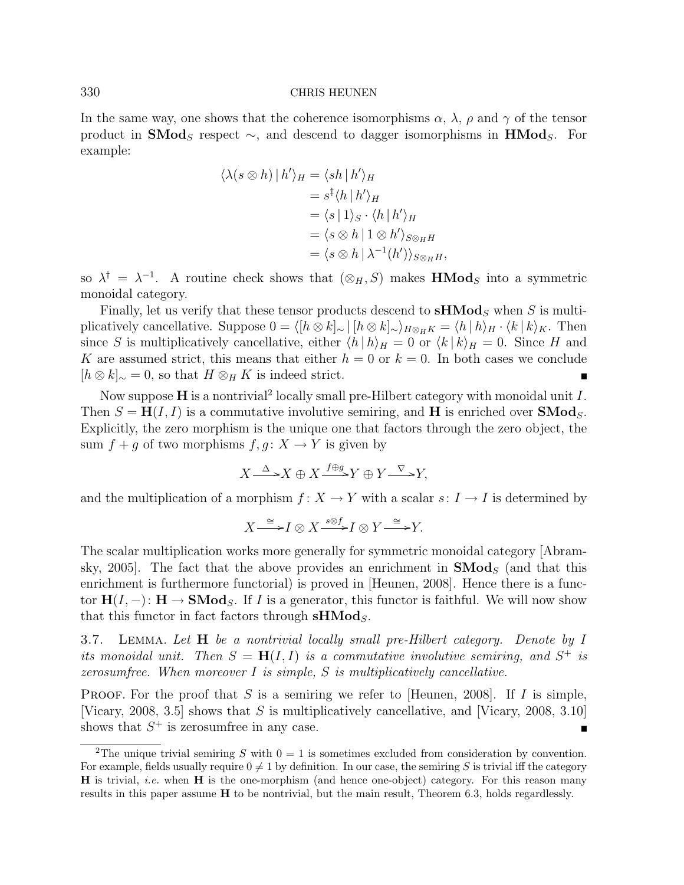In the same way, one shows that the coherence isomorphisms $\alpha$, $\lambda$, $\rho$ and $\gamma$ of the tensor product in $\mathbf{SMod}_S$ respect $\sim$, and descend to dagger isomorphisms in $\mathbf{HMod}_S$. For example:

$$
\begin{aligned}
\langle \lambda(s \otimes h) \,|\, h' \rangle_H &= \langle sh \,|\, h' \rangle_H \\
&= s^{\ddagger} \langle h \,|\, h' \rangle_H \\
&= \langle s \,|\, 1 \rangle_S \cdot \langle h \,|\, h' \rangle_H \\
&= \langle s \otimes h \,|\, 1 \otimes h' \rangle_{S \otimes_H H} \\
&= \langle s \otimes h \,|\, \lambda^{-1}(h') \rangle_{S \otimes_H H},
\end{aligned}
$$

so $\lambda^{\dagger} = \lambda^{-1}$. A routine check shows that $(\otimes_H, S)$ makes $\mathbf{HMod}_S$ into a symmetric monoidal category.

Finally, let us verify that these tensor products descend to $\mathbf{sHMod}_S$ when $S$ is multiplicatively cancellative. Suppose $0 = \langle [h \otimes k]_\sim \,|\, [h \otimes k]_\sim \rangle_{H \otimes_H K} = \langle h \,|\, h \rangle_H \cdot \langle k \,|\, k \rangle_K$. Then since $S$ is multiplicatively cancellative, either $\langle h \,|\, h \rangle_H = 0$ or $\langle k \,|\, k \rangle_K = 0$. Since $H$ and $K$ are assumed strict, this means that either $h = 0$ or $k = 0$. In both cases we conclude $[h \otimes k]_\sim = 0$, so that $H \otimes_H K$ is indeed strict. ∎

Now suppose $\mathbf{H}$ is a nontrivial[2] locally small pre-Hilbert category with monoidal unit $I$. Then $S = \mathbf{H}(I, I)$ is a commutative involutive semiring, and $\mathbf{H}$ is enriched over $\mathbf{SMod}_S$. Explicitly, the zero morphism is the unique one that factors through the zero object, the sum $f + g$ of two morphisms $f, g \colon X \to Y$ is given by

$$
X \xrightarrow{\Delta} X \oplus X \xrightarrow{f \oplus g} Y \oplus Y \xrightarrow{\nabla} Y,
$$

and the multiplication of a morphism $f \colon X \to Y$ with a scalar $s \colon I \to I$ is determined by

$$
X \xrightarrow{\cong} I \otimes X \xrightarrow{s \otimes f} I \otimes Y \xrightarrow{\cong} Y.
$$

The scalar multiplication works more generally for symmetric monoidal category [Abramsky, 2005]. The fact that the above provides an enrichment in $\mathbf{SMod}_S$ (and that this enrichment is furthermore functorial) is proved in [Heunen, 2008]. Hence there is a functor $\mathbf{H}(I, -) \colon \mathbf{H} \to \mathbf{SMod}_S$. If $I$ is a generator, this functor is faithful. We will now show that this functor in fact factors through $\mathbf{sHMod}_S$.

3.7. Lemma. *Let $\mathbf{H}$ be a nontrivial locally small pre-Hilbert category. Denote by $I$ its monoidal unit. Then $S = \mathbf{H}(I, I)$ is a commutative involutive semiring, and $S^+$ is zerosumfree. When moreover $I$ is simple, $S$ is multiplicatively cancellative.*

Proof. For the proof that $S$ is a semiring we refer to [Heunen, 2008]. If $I$ is simple, [Vicary, 2008, 3.5] shows that $S$ is multiplicatively cancellative, and [Vicary, 2008, 3.10] shows that $S^+$ is zerosumfree in any case. ∎

[2] The unique trivial semiring $S$ with $0 = 1$ is sometimes excluded from consideration by convention. For example, fields usually require $0 \neq 1$ by definition. In our case, the semiring $S$ is trivial iff the category $\mathbf{H}$ is trivial, *i.e.* when $\mathbf{H}$ is the one-morphism (and hence one-object) category. For this reason many results in this paper assume $\mathbf{H}$ to be nontrivial, but the main result, Theorem 6.3, holds regardless.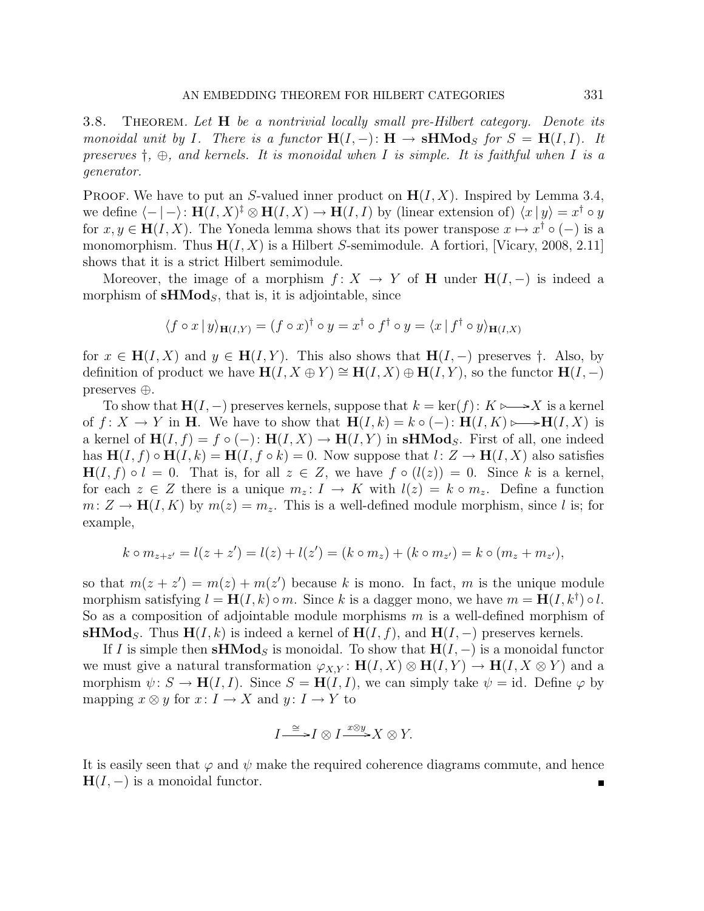3.8. Theorem. *Let* $\mathbf{H}$ *be a nontrivial locally small pre-Hilbert category. Denote its monoidal unit by* $I$. *There is a functor* $\mathbf{H}(I,-)\colon \mathbf{H} \to \mathbf{sHMod}_S$ *for* $S = \mathbf{H}(I,I)$. *It preserves* $\dagger$, $\oplus$, *and kernels. It is monoidal when* $I$ *is simple. It is faithful when* $I$ *is a generator.*

Proof. We have to put an $S$-valued inner product on $\mathbf{H}(I,X)$. Inspired by Lemma 3.4, we define $\langle - \mid - \rangle\colon \mathbf{H}(I,X)^\ddagger \otimes \mathbf{H}(I,X) \to \mathbf{H}(I,I)$ by (linear extension of) $\langle x \mid y \rangle = x^\dagger \circ y$ for $x, y \in \mathbf{H}(I,X)$. The Yoneda lemma shows that its power transpose $x \mapsto x^\dagger \circ (-)$ is a monomorphism. Thus $\mathbf{H}(I,X)$ is a Hilbert $S$-semimodule. A fortiori, [Vicary, 2008, 2.11] shows that it is a strict Hilbert semimodule.

Moreover, the image of a morphism $f\colon X \to Y$ of $\mathbf{H}$ under $\mathbf{H}(I,-)$ is indeed a morphism of $\mathbf{sHMod}_S$, that is, it is adjointable, since

$$\langle f \circ x \mid y \rangle_{\mathbf{H}(I,Y)} = (f \circ x)^\dagger \circ y = x^\dagger \circ f^\dagger \circ y = \langle x \mid f^\dagger \circ y \rangle_{\mathbf{H}(I,X)}$$

for $x \in \mathbf{H}(I,X)$ and $y \in \mathbf{H}(I,Y)$. This also shows that $\mathbf{H}(I,-)$ preserves $\dagger$. Also, by definition of product we have $\mathbf{H}(I, X \oplus Y) \cong \mathbf{H}(I,X) \oplus \mathbf{H}(I,Y)$, so the functor $\mathbf{H}(I,-)$ preserves $\oplus$.

To show that $\mathbf{H}(I,-)$ preserves kernels, suppose that $k = \ker(f)\colon K \rightarrowtail X$ is a kernel of $f\colon X \to Y$ in $\mathbf{H}$. We have to show that $\mathbf{H}(I,k) = k \circ (-)\colon \mathbf{H}(I,K) \rightarrowtail \mathbf{H}(I,X)$ is a kernel of $\mathbf{H}(I,f) = f \circ (-)\colon \mathbf{H}(I,X) \to \mathbf{H}(I,Y)$ in $\mathbf{sHMod}_S$. First of all, one indeed has $\mathbf{H}(I,f) \circ \mathbf{H}(I,k) = \mathbf{H}(I, f \circ k) = 0$. Now suppose that $l\colon Z \to \mathbf{H}(I,X)$ also satisfies $\mathbf{H}(I,f) \circ l = 0$. That is, for all $z \in Z$, we have $f \circ (l(z)) = 0$. Since $k$ is a kernel, for each $z \in Z$ there is a unique $m_z\colon I \to K$ with $l(z) = k \circ m_z$. Define a function $m\colon Z \to \mathbf{H}(I,K)$ by $m(z) = m_z$. This is a well-defined module morphism, since $l$ is; for example,

$$k \circ m_{z+z'} = l(z+z') = l(z) + l(z') = (k \circ m_z) + (k \circ m_{z'}) = k \circ (m_z + m_{z'}),$$

so that $m(z+z') = m(z) + m(z')$ because $k$ is mono. In fact, $m$ is the unique module morphism satisfying $l = \mathbf{H}(I,k) \circ m$. Since $k$ is a dagger mono, we have $m = \mathbf{H}(I,k^\dagger) \circ l$. So as a composition of adjointable module morphisms $m$ is a well-defined morphism of $\mathbf{sHMod}_S$. Thus $\mathbf{H}(I,k)$ is indeed a kernel of $\mathbf{H}(I,f)$, and $\mathbf{H}(I,-)$ preserves kernels.

If $I$ is simple then $\mathbf{sHMod}_S$ is monoidal. To show that $\mathbf{H}(I,-)$ is a monoidal functor we must give a natural transformation $\varphi_{X,Y}\colon \mathbf{H}(I,X) \otimes \mathbf{H}(I,Y) \to \mathbf{H}(I, X \otimes Y)$ and a morphism $\psi\colon S \to \mathbf{H}(I,I)$. Since $S = \mathbf{H}(I,I)$, we can simply take $\psi = \mathrm{id}$. Define $\varphi$ by mapping $x \otimes y$ for $x\colon I \to X$ and $y\colon I \to Y$ to

$$I \xrightarrow{\cong} I \otimes I \xrightarrow{x \otimes y} X \otimes Y.$$

It is easily seen that $\varphi$ and $\psi$ make the required coherence diagrams commute, and hence $\mathbf{H}(I,-)$ is a monoidal functor. ∎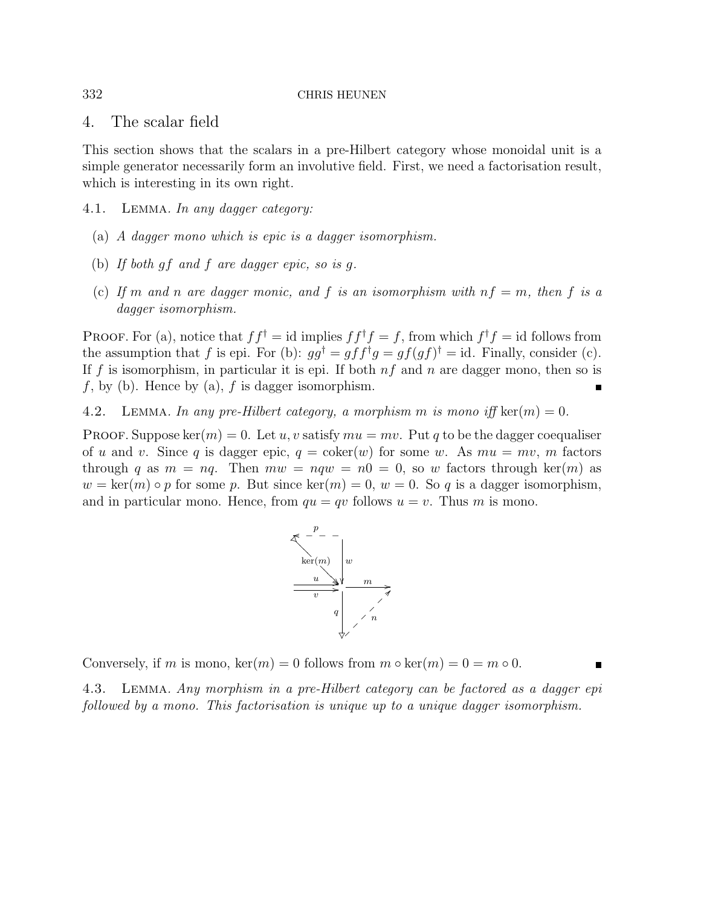## 4. The scalar field

This section shows that the scalars in a pre-Hilbert category whose monoidal unit is a simple generator necessarily form an involutive field. First, we need a factorisation result, which is interesting in its own right.

4.1. Lemma. *In any dagger category:*

(a) *A dagger mono which is epic is a dagger isomorphism.*

(b) *If both $gf$ and $f$ are dagger epic, so is $g$.*

(c) *If $m$ and $n$ are dagger monic, and $f$ is an isomorphism with $nf = m$, then $f$ is a dagger isomorphism.*

Proof. For (a), notice that $ff^\dagger = \mathrm{id}$ implies $ff^\dagger f = f$, from which $f^\dagger f = \mathrm{id}$ follows from the assumption that $f$ is epi. For (b): $gg^\dagger = gff^\dagger g = gf(gf)^\dagger = \mathrm{id}$. Finally, consider (c). If $f$ is isomorphism, in particular it is epi. If both $nf$ and $n$ are dagger mono, then so is $f$, by (b). Hence by (a), $f$ is dagger isomorphism. ∎

4.2. Lemma. *In any pre-Hilbert category, a morphism $m$ is mono iff $\ker(m) = 0$.*

Proof. Suppose $\ker(m) = 0$. Let $u, v$ satisfy $mu = mv$. Put $q$ to be the dagger coequaliser of $u$ and $v$. Since $q$ is dagger epic, $q = \mathrm{coker}(w)$ for some $w$. As $mu = mv$, $m$ factors through $q$ as $m = nq$. Then $mw = nqw = n0 = 0$, so $w$ factors through $\ker(m)$ as $w = \ker(m) \circ p$ for some $p$. But since $\ker(m) = 0$, $w = 0$. So $q$ is a dagger isomorphism, and in particular mono. Hence, from $qu = qv$ follows $u = v$. Thus $m$ is mono.

Conversely, if $m$ is mono, $\ker(m) = 0$ follows from $m \circ \ker(m) = 0 = m \circ 0$. ∎

4.3. Lemma. *Any morphism in a pre-Hilbert category can be factored as a dagger epi followed by a mono. This factorisation is unique up to a unique dagger isomorphism.*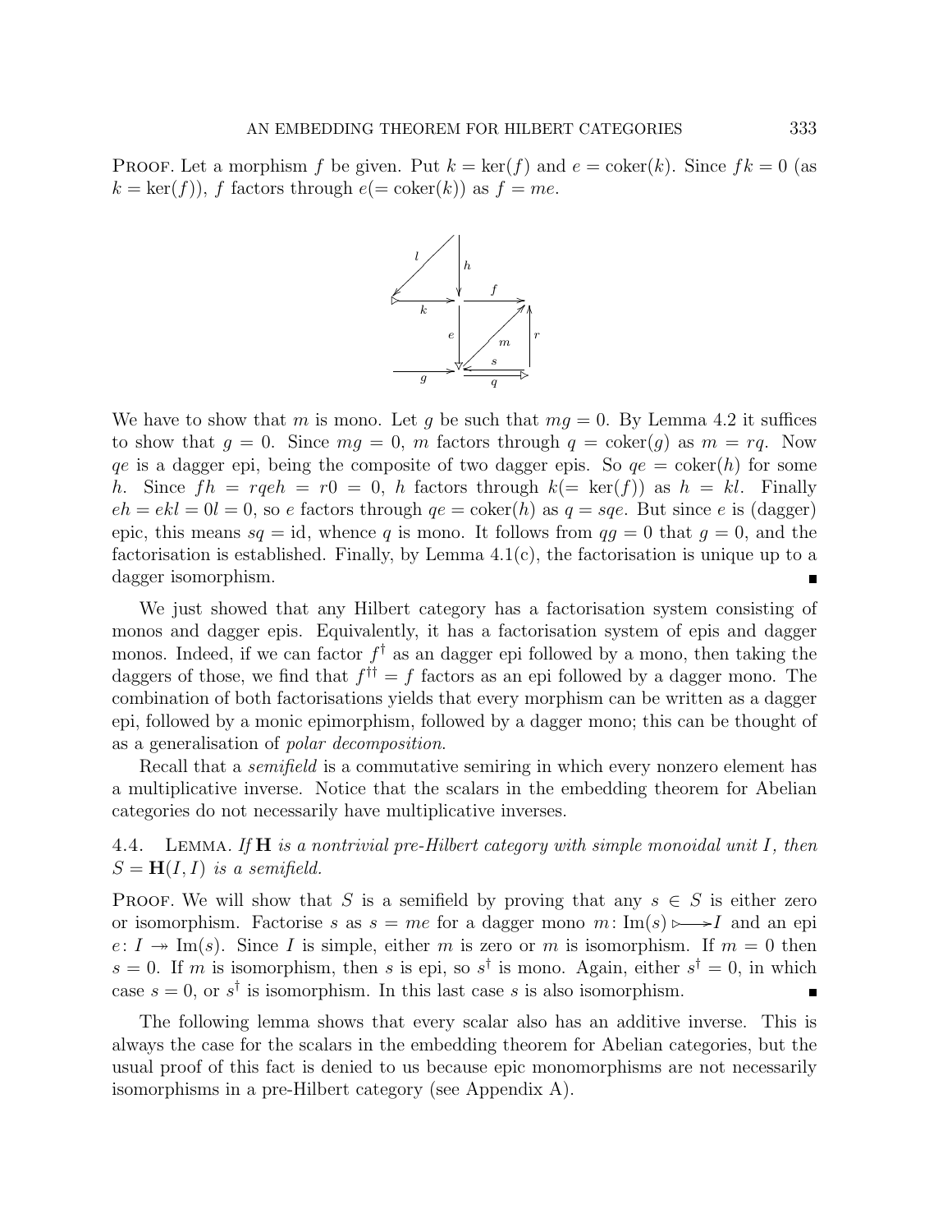PROOF. Let a morphism $f$ be given. Put $k = \ker(f)$ and $e = \mathrm{coker}(k)$. Since $fk = 0$ (as $k = \ker(f)$), $f$ factors through $e (= \mathrm{coker}(k))$ as $f = me$.

We have to show that $m$ is mono. Let $g$ be such that $mg = 0$. By Lemma 4.2 it suffices to show that $g = 0$. Since $mg = 0$, $m$ factors through $q = \mathrm{coker}(g)$ as $m = rq$. Now $qe$ is a dagger epi, being the composite of two dagger epis. So $qe = \mathrm{coker}(h)$ for some $h$. Since $fh = rqeh = r0 = 0$, $h$ factors through $k (= \ker(f))$ as $h = kl$. Finally $eh = ekl = 0l = 0$, so $e$ factors through $qe = \mathrm{coker}(h)$ as $q = sqe$. But since $e$ is (dagger) epic, this means $sq = \mathrm{id}$, whence $q$ is mono. It follows from $qg = 0$ that $g = 0$, and the factorisation is established. Finally, by Lemma 4.1(c), the factorisation is unique up to a dagger isomorphism. ∎

We just showed that any Hilbert category has a factorisation system consisting of monos and dagger epis. Equivalently, it has a factorisation system of epis and dagger monos. Indeed, if we can factor $f^\dagger$ as an dagger epi followed by a mono, then taking the daggers of those, we find that $f^{\dagger\dagger} = f$ factors as an epi followed by a dagger mono. The combination of both factorisations yields that every morphism can be written as a dagger epi, followed by a monic epimorphism, followed by a dagger mono; this can be thought of as a generalisation of *polar decomposition*.

Recall that a *semifield* is a commutative semiring in which every nonzero element has a multiplicative inverse. Notice that the scalars in the embedding theorem for Abelian categories do not necessarily have multiplicative inverses.

4.4. LEMMA. *If* $\mathbf{H}$ *is a nontrivial pre-Hilbert category with simple monoidal unit* $I$*, then* $S = \mathbf{H}(I, I)$ *is a semifield.*

PROOF. We will show that $S$ is a semifield by proving that any $s \in S$ is either zero or isomorphism. Factorise $s$ as $s = me$ for a dagger mono $m \colon \mathrm{Im}(s) \rightarrowtail I$ and an epi $e \colon I \twoheadrightarrow \mathrm{Im}(s)$. Since $I$ is simple, either $m$ is zero or $m$ is isomorphism. If $m = 0$ then $s = 0$. If $m$ is isomorphism, then $s$ is epi, so $s^\dagger$ is mono. Again, either $s^\dagger = 0$, in which case $s = 0$, or $s^\dagger$ is isomorphism. In this last case $s$ is also isomorphism. ∎

The following lemma shows that every scalar also has an additive inverse. This is always the case for the scalars in the embedding theorem for Abelian categories, but the usual proof of this fact is denied to us because epic monomorphisms are not necessarily isomorphisms in a pre-Hilbert category (see Appendix A).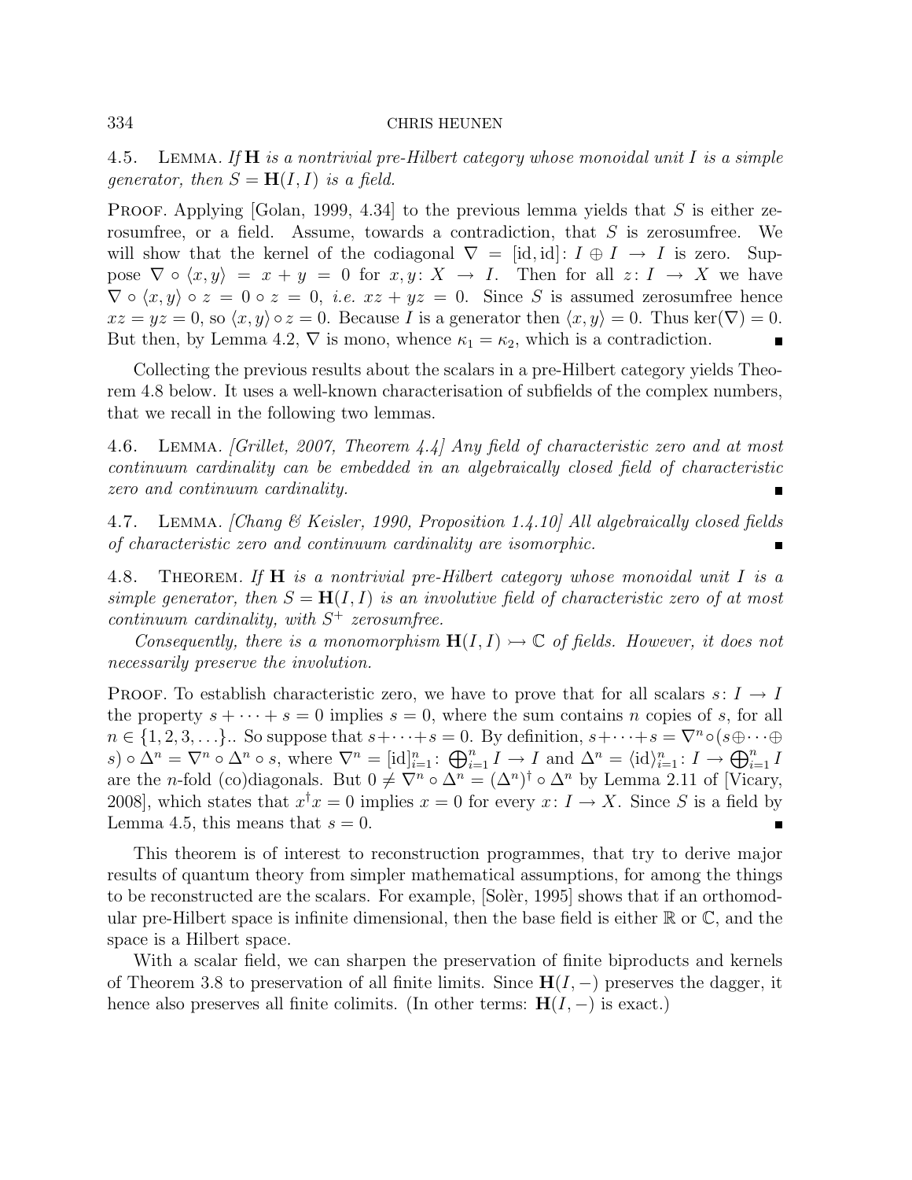4.5. Lemma. *If $\mathbf{H}$ is a nontrivial pre-Hilbert category whose monoidal unit $I$ is a simple generator, then $S = \mathbf{H}(I, I)$ is a field.*

Proof. Applying [Golan, 1999, 4.34] to the previous lemma yields that $S$ is either zerosumfree, or a field. Assume, towards a contradiction, that $S$ is zerosumfree. We will show that the kernel of the codiagonal $\nabla = [\mathrm{id}, \mathrm{id}] \colon I \oplus I \to I$ is zero. Suppose $\nabla \circ \langle x, y \rangle = x + y = 0$ for $x, y \colon X \to I$. Then for all $z \colon I \to X$ we have $\nabla \circ \langle x, y \rangle \circ z = 0 \circ z = 0$, *i.e.* $xz + yz = 0$. Since $S$ is assumed zerosumfree hence $xz = yz = 0$, so $\langle x, y \rangle \circ z = 0$. Because $I$ is a generator then $\langle x, y \rangle = 0$. Thus $\ker(\nabla) = 0$. But then, by Lemma 4.2, $\nabla$ is mono, whence $\kappa_1 = \kappa_2$, which is a contradiction. ∎

Collecting the previous results about the scalars in a pre-Hilbert category yields Theorem 4.8 below. It uses a well-known characterisation of subfields of the complex numbers, that we recall in the following two lemmas.

4.6. Lemma. *[Grillet, 2007, Theorem 4.4] Any field of characteristic zero and at most continuum cardinality can be embedded in an algebraically closed field of characteristic zero and continuum cardinality.* ∎

4.7. Lemma. *[Chang & Keisler, 1990, Proposition 1.4.10] All algebraically closed fields of characteristic zero and continuum cardinality are isomorphic.* ∎

4.8. Theorem. *If $\mathbf{H}$ is a nontrivial pre-Hilbert category whose monoidal unit $I$ is a simple generator, then $S = \mathbf{H}(I, I)$ is an involutive field of characteristic zero of at most continuum cardinality, with $S^+$ zerosumfree.*

*Consequently, there is a monomorphism $\mathbf{H}(I, I) \rightarrowtail \mathbb{C}$ of fields. However, it does not necessarily preserve the involution.*

Proof. To establish characteristic zero, we have to prove that for all scalars $s \colon I \to I$ the property $s + \cdots + s = 0$ implies $s = 0$, where the sum contains $n$ copies of $s$, for all $n \in \{1, 2, 3, \ldots\}$.. So suppose that $s + \cdots + s = 0$. By definition, $s + \cdots + s = \nabla^n \circ (s \oplus \cdots \oplus s) \circ \Delta^n = \nabla^n \circ \Delta^n \circ s$, where $\nabla^n = [\mathrm{id}]_{i=1}^n \colon \bigoplus_{i=1}^n I \to I$ and $\Delta^n = \langle \mathrm{id} \rangle_{i=1}^n \colon I \to \bigoplus_{i=1}^n I$ are the $n$-fold (co)diagonals. But $0 \neq \nabla^n \circ \Delta^n = (\Delta^n)^\dagger \circ \Delta^n$ by Lemma 2.11 of [Vicary, 2008], which states that $x^\dagger x = 0$ implies $x = 0$ for every $x \colon I \to X$. Since $S$ is a field by Lemma 4.5, this means that $s = 0$. ∎

This theorem is of interest to reconstruction programmes, that try to derive major results of quantum theory from simpler mathematical assumptions, for among the things to be reconstructed are the scalars. For example, [Solèr, 1995] shows that if an orthomodular pre-Hilbert space is infinite dimensional, then the base field is either $\mathbb{R}$ or $\mathbb{C}$, and the space is a Hilbert space.

With a scalar field, we can sharpen the preservation of finite biproducts and kernels of Theorem 3.8 to preservation of all finite limits. Since $\mathbf{H}(I, -)$ preserves the dagger, it hence also preserves all finite colimits. (In other terms: $\mathbf{H}(I, -)$ is exact.)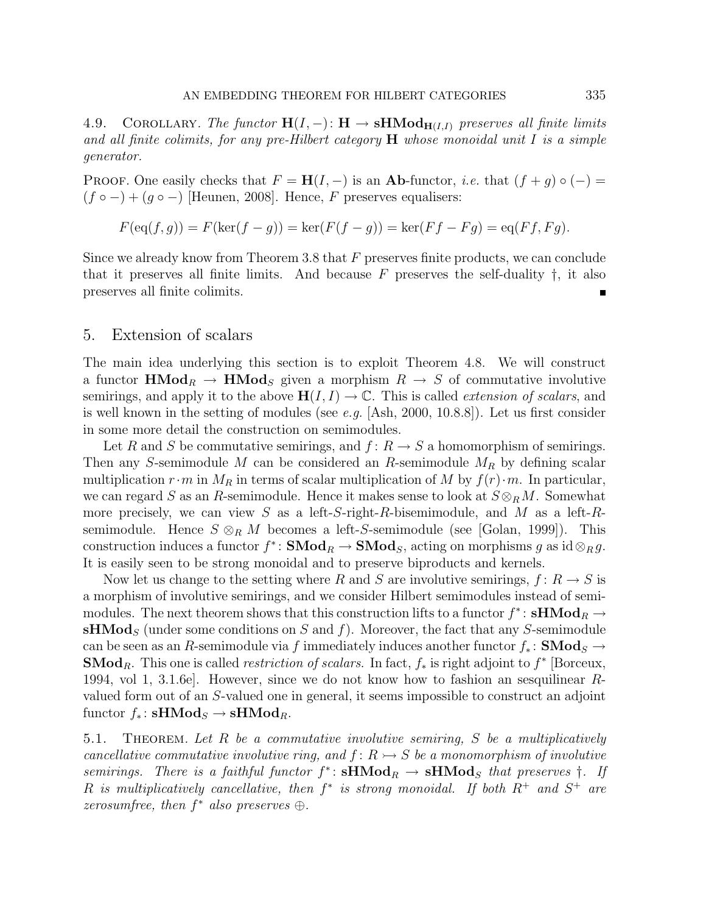**4.9. Corollary.** *The functor $\mathbf{H}(I, -)\colon \mathbf{H} \to \mathbf{sHMod}_{\mathbf{H}(I,I)}$ preserves all finite limits and all finite colimits, for any pre-Hilbert category $\mathbf{H}$ whose monoidal unit $I$ is a simple generator.*

Proof. One easily checks that $F = \mathbf{H}(I, -)$ is an $\mathbf{Ab}$-functor, *i.e.* that $(f + g) \circ (-) = (f \circ -) + (g \circ -)$ [Heunen, 2008]. Hence, $F$ preserves equalisers:

$$F(\mathrm{eq}(f, g)) = F(\ker(f - g)) = \ker(F(f - g)) = \ker(Ff - Fg) = \mathrm{eq}(Ff, Fg).$$

Since we already know from Theorem 3.8 that $F$ preserves finite products, we can conclude that it preserves all finite limits. And because $F$ preserves the self-duality †, it also preserves all finite colimits. ∎

## 5. Extension of scalars

The main idea underlying this section is to exploit Theorem 4.8. We will construct a functor $\mathbf{HMod}_R \to \mathbf{HMod}_S$ given a morphism $R \to S$ of commutative involutive semirings, and apply it to the above $\mathbf{H}(I, I) \to \mathbb{C}$. This is called *extension of scalars*, and is well known in the setting of modules (see *e.g.* [Ash, 2000, 10.8.8]). Let us first consider in some more detail the construction on semimodules.

Let $R$ and $S$ be commutative semirings, and $f\colon R \to S$ a homomorphism of semirings. Then any $S$-semimodule $M$ can be considered an $R$-semimodule $M_R$ by defining scalar multiplication $r \cdot m$ in $M_R$ in terms of scalar multiplication of $M$ by $f(r) \cdot m$. In particular, we can regard $S$ as an $R$-semimodule. Hence it makes sense to look at $S \otimes_R M$. Somewhat more precisely, we can view $S$ as a left-$S$-right-$R$-bisemimodule, and $M$ as a left-$R$-semimodule. Hence $S \otimes_R M$ becomes a left-$S$-semimodule (see [Golan, 1999]). This construction induces a functor $f^*\colon \mathbf{SMod}_R \to \mathbf{SMod}_S$, acting on morphisms $g$ as $\mathrm{id} \otimes_R g$. It is easily seen to be strong monoidal and to preserve biproducts and kernels.

Now let us change to the setting where $R$ and $S$ are involutive semirings, $f\colon R \to S$ is a morphism of involutive semirings, and we consider Hilbert semimodules instead of semimodules. The next theorem shows that this construction lifts to a functor $f^*\colon \mathbf{sHMod}_R \to \mathbf{sHMod}_S$ (under some conditions on $S$ and $f$). Moreover, the fact that any $S$-semimodule can be seen as an $R$-semimodule via $f$ immediately induces another functor $f_*\colon \mathbf{SMod}_S \to \mathbf{SMod}_R$. This one is called *restriction of scalars*. In fact, $f_*$ is right adjoint to $f^*$ [Borceux, 1994, vol 1, 3.1.6e]. However, since we do not know how to fashion an sesquilinear $R$-valued form out of an $S$-valued one in general, it seems impossible to construct an adjoint functor $f_*\colon \mathbf{sHMod}_S \to \mathbf{sHMod}_R$.

**5.1. Theorem.** *Let $R$ be a commutative involutive semiring, $S$ be a multiplicatively cancellative commutative involutive ring, and $f\colon R \rightarrowtail S$ be a monomorphism of involutive semirings. There is a faithful functor $f^*\colon \mathbf{sHMod}_R \to \mathbf{sHMod}_S$ that preserves †. If $R$ is multiplicatively cancellative, then $f^*$ is strong monoidal. If both $R^+$ and $S^+$ are zerosumfree, then $f^*$ also preserves $\oplus$.*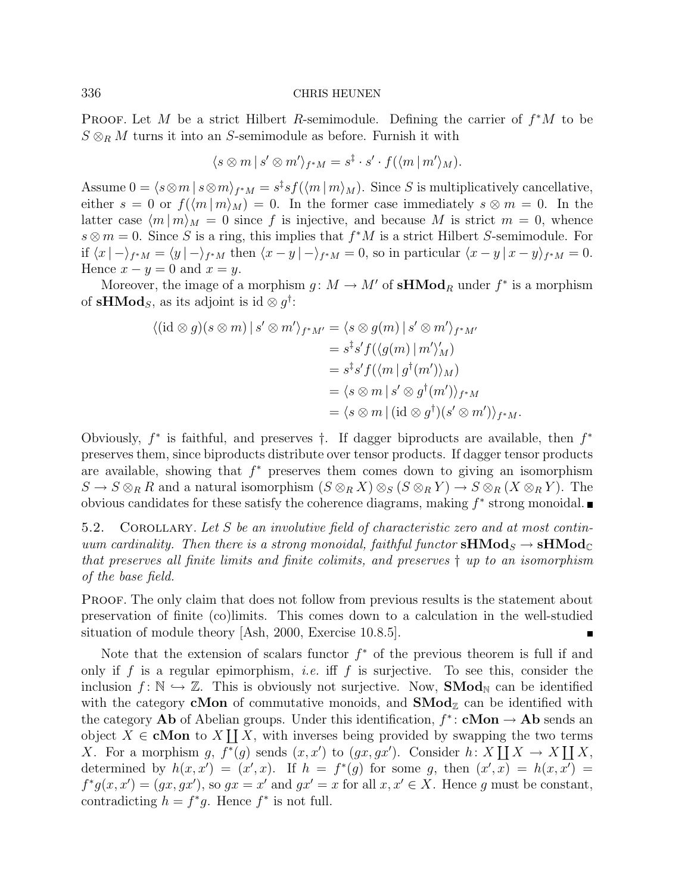**Proof.** Let $M$ be a strict Hilbert $R$-semimodule. Defining the carrier of $f^*M$ to be $S \otimes_R M$ turns it into an $S$-semimodule as before. Furnish it with

$$\langle s \otimes m \,|\, s' \otimes m' \rangle_{f^*M} = s^\ddagger \cdot s' \cdot f(\langle m \,|\, m' \rangle_M).$$

Assume $0 = \langle s \otimes m \,|\, s \otimes m \rangle_{f^*M} = s^\ddagger s f(\langle m \,|\, m \rangle_M)$. Since $S$ is multiplicatively cancellative, either $s = 0$ or $f(\langle m \,|\, m \rangle_M) = 0$. In the former case immediately $s \otimes m = 0$. In the latter case $\langle m \,|\, m \rangle_M = 0$ since $f$ is injective, and because $M$ is strict $m = 0$, whence $s \otimes m = 0$. Since $S$ is a ring, this implies that $f^*M$ is a strict Hilbert $S$-semimodule. For if $\langle x \,|\, - \rangle_{f^*M} = \langle y \,|\, - \rangle_{f^*M}$ then $\langle x - y \,|\, - \rangle_{f^*M} = 0$, so in particular $\langle x - y \,|\, x - y \rangle_{f^*M} = 0$. Hence $x - y = 0$ and $x = y$.

Moreover, the image of a morphism $g \colon M \to M'$ of $\mathbf{sHMod}_R$ under $f^*$ is a morphism of $\mathbf{sHMod}_S$, as its adjoint is $\mathrm{id} \otimes g^\dagger$:

$$\begin{aligned}
\langle (\mathrm{id} \otimes g)(s \otimes m) \,|\, s' \otimes m' \rangle_{f^*M'} &= \langle s \otimes g(m) \,|\, s' \otimes m' \rangle_{f^*M'} \\
&= s^\ddagger s' f(\langle g(m) \,|\, m' \rangle'_M) \\
&= s^\ddagger s' f(\langle m \,|\, g^\dagger(m') \rangle_M) \\
&= \langle s \otimes m \,|\, s' \otimes g^\dagger(m') \rangle_{f^*M} \\
&= \langle s \otimes m \,|\, (\mathrm{id} \otimes g^\dagger)(s' \otimes m') \rangle_{f^*M}.
\end{aligned}$$

Obviously, $f^*$ is faithful, and preserves $\dagger$. If dagger biproducts are available, then $f^*$ preserves them, since biproducts distribute over tensor products. If dagger tensor products are available, showing that $f^*$ preserves them comes down to giving an isomorphism $S \to S \otimes_R R$ and a natural isomorphism $(S \otimes_R X) \otimes_S (S \otimes_R Y) \to S \otimes_R (X \otimes_R Y)$. The obvious candidates for these satisfy the coherence diagrams, making $f^*$ strong monoidal. ∎

5.2. **Corollary.** *Let $S$ be an involutive field of characteristic zero and at most continuum cardinality. Then there is a strong monoidal, faithful functor $\mathbf{sHMod}_S \to \mathbf{sHMod}_\mathbb{C}$ that preserves all finite limits and finite colimits, and preserves $\dagger$ up to an isomorphism of the base field.*

**Proof.** The only claim that does not follow from previous results is the statement about preservation of finite (co)limits. This comes down to a calculation in the well-studied situation of module theory [Ash, 2000, Exercise 10.8.5]. ∎

Note that the extension of scalars functor $f^*$ of the previous theorem is full if and only if $f$ is a regular epimorphism, *i.e.* iff $f$ is surjective. To see this, consider the inclusion $f \colon \mathbb{N} \hookrightarrow \mathbb{Z}$. This is obviously not surjective. Now, $\mathbf{SMod}_\mathbb{N}$ can be identified with the category $\mathbf{cMon}$ of commutative monoids, and $\mathbf{SMod}_\mathbb{Z}$ can be identified with the category $\mathbf{Ab}$ of Abelian groups. Under this identification, $f^* \colon \mathbf{cMon} \to \mathbf{Ab}$ sends an object $X \in \mathbf{cMon}$ to $X \coprod X$, with inverses being provided by swapping the two terms $X$. For a morphism $g$, $f^*(g)$ sends $(x, x')$ to $(gx, gx')$. Consider $h \colon X \coprod X \to X \coprod X$, determined by $h(x, x') = (x', x)$. If $h = f^*(g)$ for some $g$, then $(x', x) = h(x, x') = f^*g(x, x') = (gx, gx')$, so $gx = x'$ and $gx' = x$ for all $x, x' \in X$. Hence $g$ must be constant, contradicting $h = f^*g$. Hence $f^*$ is not full.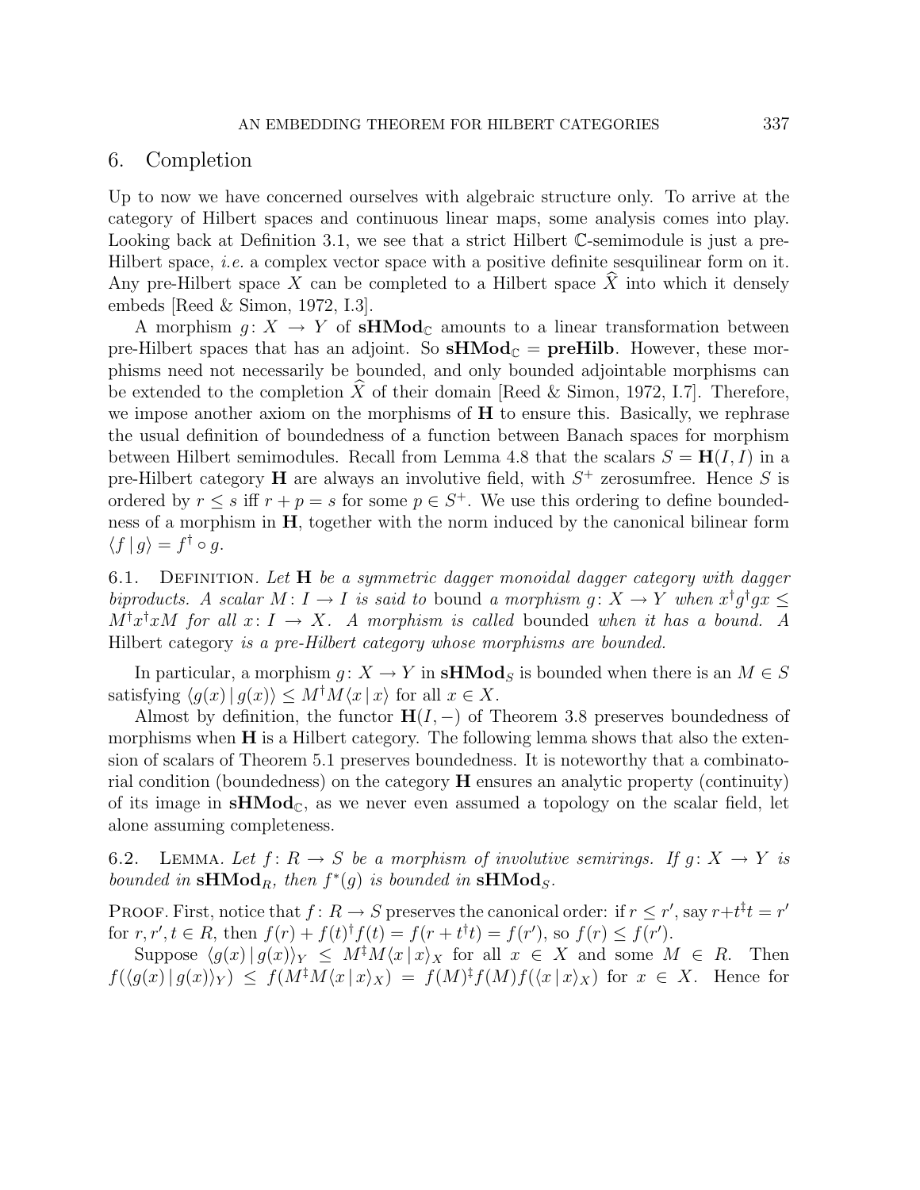## 6. Completion

Up to now we have concerned ourselves with algebraic structure only. To arrive at the category of Hilbert spaces and continuous linear maps, some analysis comes into play. Looking back at Definition 3.1, we see that a strict Hilbert $\mathbb{C}$-semimodule is just a pre-Hilbert space, *i.e.* a complex vector space with a positive definite sesquilinear form on it. Any pre-Hilbert space $X$ can be completed to a Hilbert space $\widehat{X}$ into which it densely embeds [Reed & Simon, 1972, I.3].

A morphism $g\colon X \to Y$ of $\mathbf{sHMod}_{\mathbb{C}}$ amounts to a linear transformation between pre-Hilbert spaces that has an adjoint. So $\mathbf{sHMod}_{\mathbb{C}} = \mathbf{preHilb}$. However, these morphisms need not necessarily be bounded, and only bounded adjointable morphisms can be extended to the completion $\widehat{X}$ of their domain [Reed & Simon, 1972, I.7]. Therefore, we impose another axiom on the morphisms of $\mathbf{H}$ to ensure this. Basically, we rephrase the usual definition of boundedness of a function between Banach spaces for morphism between Hilbert semimodules. Recall from Lemma 4.8 that the scalars $S = \mathbf{H}(I, I)$ in a pre-Hilbert category $\mathbf{H}$ are always an involutive field, with $S^+$ zerosumfree. Hence $S$ is ordered by $r \leq s$ iff $r + p = s$ for some $p \in S^+$. We use this ordering to define boundedness of a morphism in $\mathbf{H}$, together with the norm induced by the canonical bilinear form $\langle f \,|\, g \rangle = f^\dagger \circ g$.

6.1. Definition. *Let $\mathbf{H}$ be a symmetric dagger monoidal dagger category with dagger biproducts. A scalar $M\colon I \to I$ is said to* bound *a morphism $g\colon X \to Y$ when $x^\dagger g^\dagger g x \leq M^\dagger x^\dagger x M$ for all $x\colon I \to X$. A morphism is called* bounded *when it has a bound. A* Hilbert category *is a pre-Hilbert category whose morphisms are bounded.*

In particular, a morphism $g\colon X \to Y$ in $\mathbf{sHMod}_S$ is bounded when there is an $M \in S$ satisfying $\langle g(x) \,|\, g(x) \rangle \leq M^\dagger M \langle x \,|\, x \rangle$ for all $x \in X$.

Almost by definition, the functor $\mathbf{H}(I, -)$ of Theorem 3.8 preserves boundedness of morphisms when $\mathbf{H}$ is a Hilbert category. The following lemma shows that also the extension of scalars of Theorem 5.1 preserves boundedness. It is noteworthy that a combinatorial condition (boundedness) on the category $\mathbf{H}$ ensures an analytic property (continuity) of its image in $\mathbf{sHMod}_{\mathbb{C}}$, as we never even assumed a topology on the scalar field, let alone assuming completeness.

6.2. Lemma. *Let $f\colon R \to S$ be a morphism of involutive semirings. If $g\colon X \to Y$ is bounded in $\mathbf{sHMod}_R$, then $f^*(g)$ is bounded in $\mathbf{sHMod}_S$.*

Proof. First, notice that $f\colon R \to S$ preserves the canonical order: if $r \leq r'$, say $r + t^\ddagger t = r'$ for $r, r', t \in R$, then $f(r) + f(t)^\dagger f(t) = f(r + t^\dagger t) = f(r')$, so $f(r) \leq f(r')$.

Suppose $\langle g(x) \,|\, g(x) \rangle_Y \leq M^\ddagger M \langle x \,|\, x \rangle_X$ for all $x \in X$ and some $M \in R$. Then $f(\langle g(x) \,|\, g(x) \rangle_Y) \leq f(M^\ddagger M \langle x \,|\, x \rangle_X) = f(M)^\ddagger f(M) f(\langle x \,|\, x \rangle_X)$ for $x \in X$. Hence for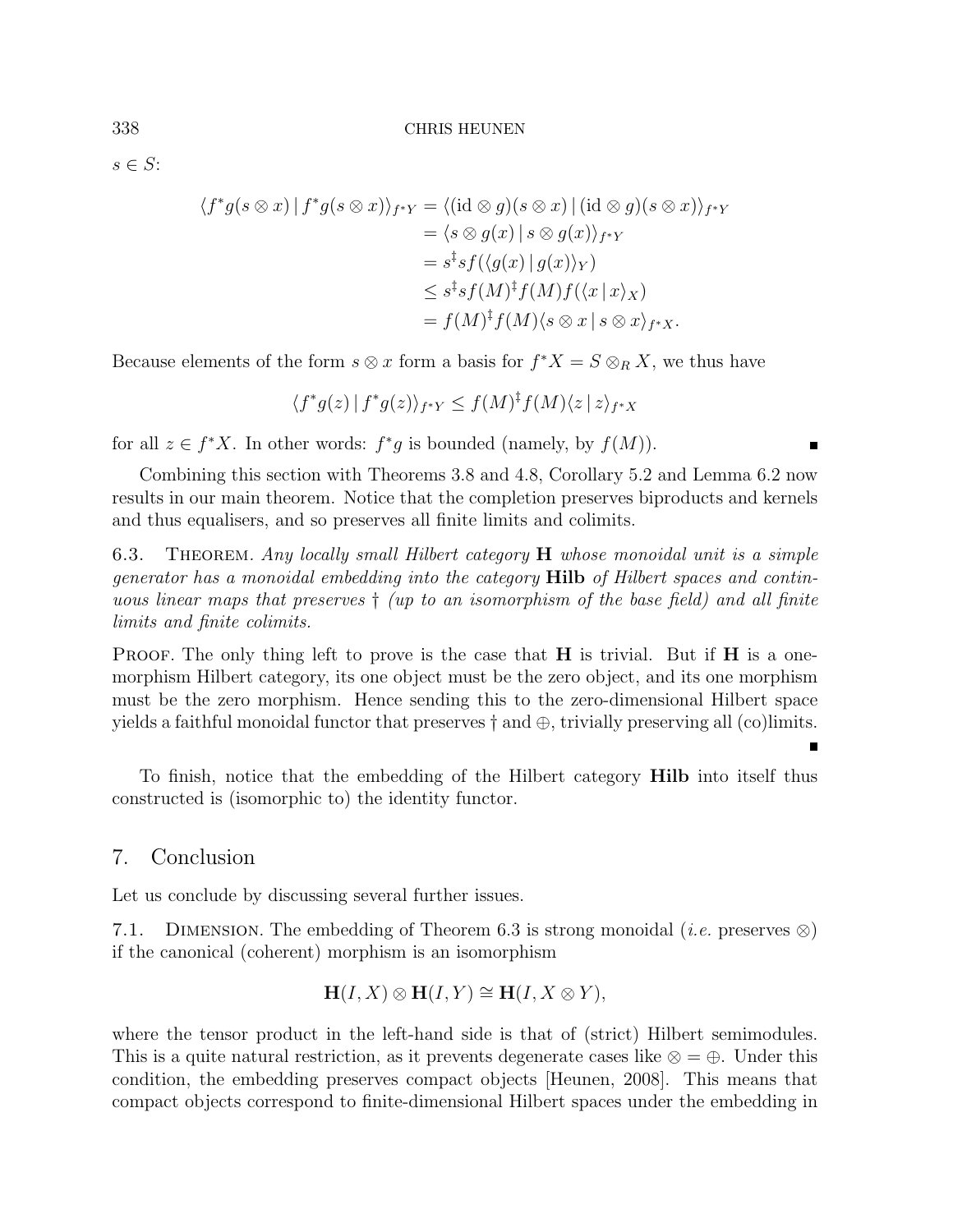$s \in S$:

$$
\begin{aligned}
\langle f^* g(s \otimes x) \,|\, f^* g(s \otimes x)\rangle_{f^*Y} &= \langle (\mathrm{id} \otimes g)(s \otimes x) \,|\, (\mathrm{id} \otimes g)(s \otimes x)\rangle_{f^*Y} \\
&= \langle s \otimes g(x) \,|\, s \otimes g(x)\rangle_{f^*Y} \\
&= s^\ddagger s f(\langle g(x) \,|\, g(x)\rangle_Y) \\
&\leq s^\ddagger s f(M)^\ddagger f(M) f(\langle x \,|\, x\rangle_X) \\
&= f(M)^\ddagger f(M) \langle s \otimes x \,|\, s \otimes x\rangle_{f^*X}.
\end{aligned}
$$

Because elements of the form $s \otimes x$ form a basis for $f^*X = S \otimes_R X$, we thus have

$$
\langle f^* g(z) \,|\, f^* g(z)\rangle_{f^*Y} \leq f(M)^\ddagger f(M) \langle z \,|\, z\rangle_{f^*X}
$$

for all $z \in f^*X$. In other words: $f^*g$ is bounded (namely, by $f(M)$). ∎

Combining this section with Theorems 3.8 and 4.8, Corollary 5.2 and Lemma 6.2 now results in our main theorem. Notice that the completion preserves biproducts and kernels and thus equalisers, and so preserves all finite limits and colimits.

6.3. Theorem. *Any locally small Hilbert category* $\mathbf{H}$ *whose monoidal unit is a simple generator has a monoidal embedding into the category* $\mathbf{Hilb}$ *of Hilbert spaces and continuous linear maps that preserves* $\dagger$ *(up to an isomorphism of the base field) and all finite limits and finite colimits.*

Proof. The only thing left to prove is the case that $\mathbf{H}$ is trivial. But if $\mathbf{H}$ is a one-morphism Hilbert category, its one object must be the zero object, and its one morphism must be the zero morphism. Hence sending this to the zero-dimensional Hilbert space yields a faithful monoidal functor that preserves $\dagger$ and $\oplus$, trivially preserving all (co)limits. ∎

To finish, notice that the embedding of the Hilbert category $\mathbf{Hilb}$ into itself thus constructed is (isomorphic to) the identity functor.

## 7. Conclusion

Let us conclude by discussing several further issues.

7.1. Dimension. The embedding of Theorem 6.3 is strong monoidal (*i.e.* preserves $\otimes$) if the canonical (coherent) morphism is an isomorphism

$$
\mathbf{H}(I, X) \otimes \mathbf{H}(I, Y) \cong \mathbf{H}(I, X \otimes Y),
$$

where the tensor product in the left-hand side is that of (strict) Hilbert semimodules. This is a quite natural restriction, as it prevents degenerate cases like $\otimes = \oplus$. Under this condition, the embedding preserves compact objects [Heunen, 2008]. This means that compact objects correspond to finite-dimensional Hilbert spaces under the embedding in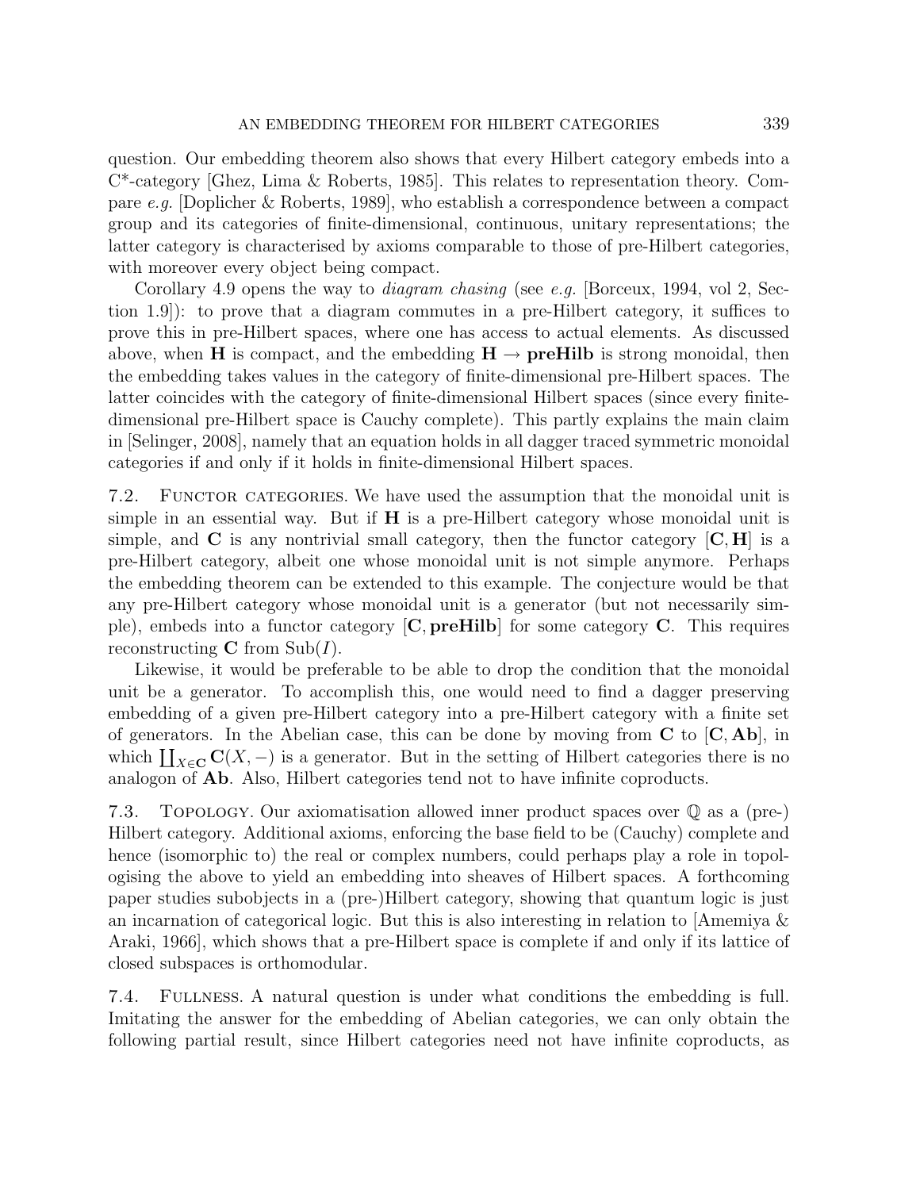question. Our embedding theorem also shows that every Hilbert category embeds into a C*-category [Ghez, Lima & Roberts, 1985]. This relates to representation theory. Compare *e.g.* [Doplicher & Roberts, 1989], who establish a correspondence between a compact group and its categories of finite-dimensional, continuous, unitary representations; the latter category is characterised by axioms comparable to those of pre-Hilbert categories, with moreover every object being compact.

Corollary 4.9 opens the way to *diagram chasing* (see *e.g.* [Borceux, 1994, vol 2, Section 1.9]): to prove that a diagram commutes in a pre-Hilbert category, it suffices to prove this in pre-Hilbert spaces, where one has access to actual elements. As discussed above, when $\mathbf{H}$ is compact, and the embedding $\mathbf{H} \to \mathbf{preHilb}$ is strong monoidal, then the embedding takes values in the category of finite-dimensional pre-Hilbert spaces. The latter coincides with the category of finite-dimensional Hilbert spaces (since every finite-dimensional pre-Hilbert space is Cauchy complete). This partly explains the main claim in [Selinger, 2008], namely that an equation holds in all dagger traced symmetric monoidal categories if and only if it holds in finite-dimensional Hilbert spaces.

## 7.2. Functor categories.

We have used the assumption that the monoidal unit is simple in an essential way. But if $\mathbf{H}$ is a pre-Hilbert category whose monoidal unit is simple, and $\mathbf{C}$ is any nontrivial small category, then the functor category $[\mathbf{C}, \mathbf{H}]$ is a pre-Hilbert category, albeit one whose monoidal unit is not simple anymore. Perhaps the embedding theorem can be extended to this example. The conjecture would be that any pre-Hilbert category whose monoidal unit is a generator (but not necessarily simple), embeds into a functor category $[\mathbf{C}, \mathbf{preHilb}]$ for some category $\mathbf{C}$. This requires reconstructing $\mathbf{C}$ from $\mathrm{Sub}(I)$.

Likewise, it would be preferable to be able to drop the condition that the monoidal unit be a generator. To accomplish this, one would need to find a dagger preserving embedding of a given pre-Hilbert category into a pre-Hilbert category with a finite set of generators. In the Abelian case, this can be done by moving from $\mathbf{C}$ to $[\mathbf{C}, \mathbf{Ab}]$, in which $\coprod_{X \in \mathbf{C}} \mathbf{C}(X, -)$ is a generator. But in the setting of Hilbert categories there is no analogon of $\mathbf{Ab}$. Also, Hilbert categories tend not to have infinite coproducts.

## 7.3. Topology.

Our axiomatisation allowed inner product spaces over $\mathbb{Q}$ as a (pre-) Hilbert category. Additional axioms, enforcing the base field to be (Cauchy) complete and hence (isomorphic to) the real or complex numbers, could perhaps play a role in topologising the above to yield an embedding into sheaves of Hilbert spaces. A forthcoming paper studies subobjects in a (pre-)Hilbert category, showing that quantum logic is just an incarnation of categorical logic. But this is also interesting in relation to [Amemiya & Araki, 1966], which shows that a pre-Hilbert space is complete if and only if its lattice of closed subspaces is orthomodular.

## 7.4. Fullness.

A natural question is under what conditions the embedding is full. Imitating the answer for the embedding of Abelian categories, we can only obtain the following partial result, since Hilbert categories need not have infinite coproducts, as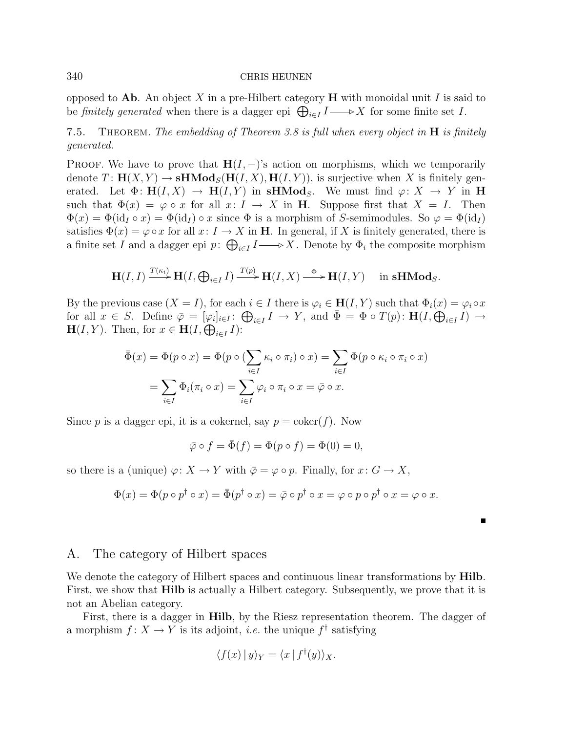opposed to **Ab**. An object $X$ in a pre-Hilbert category $\mathbf{H}$ with monoidal unit $I$ is said to be *finitely generated* when there is a dagger epi $\bigoplus_{i \in I} I \twoheadrightarrow X$ for some finite set $I$.

7.5. Theorem. *The embedding of Theorem 3.8 is full when every object in* $\mathbf{H}$ *is finitely generated.*

Proof. We have to prove that $\mathbf{H}(I, -)$'s action on morphisms, which we temporarily denote $T\colon \mathbf{H}(X, Y) \to \mathbf{sHMod}_S(\mathbf{H}(I, X), \mathbf{H}(I, Y))$, is surjective when $X$ is finitely generated. Let $\Phi\colon \mathbf{H}(I, X) \to \mathbf{H}(I, Y)$ in $\mathbf{sHMod}_S$. We must find $\varphi\colon X \to Y$ in $\mathbf{H}$ such that $\Phi(x) = \varphi \circ x$ for all $x\colon I \to X$ in $\mathbf{H}$. Suppose first that $X = I$. Then $\Phi(x) = \Phi(\mathrm{id}_I \circ x) = \Phi(\mathrm{id}_I) \circ x$ since $\Phi$ is a morphism of $S$-semimodules. So $\varphi = \Phi(\mathrm{id}_I)$ satisfies $\Phi(x) = \varphi \circ x$ for all $x\colon I \to X$ in $\mathbf{H}$. In general, if $X$ is finitely generated, there is a finite set $I$ and a dagger epi $p\colon \bigoplus_{i \in I} I \twoheadrightarrow X$. Denote by $\Phi_i$ the composite morphism

$$\mathbf{H}(I, I) \xrightarrow{T(\kappa_i)} \mathbf{H}(I, \textstyle\bigoplus_{i \in I} I) \xrightarrow{T(p)} \mathbf{H}(I, X) \xrightarrow{\Phi} \mathbf{H}(I, Y) \quad \text{in } \mathbf{sHMod}_S.$$

By the previous case ($X = I$), for each $i \in I$ there is $\varphi_i \in \mathbf{H}(I, Y)$ such that $\Phi_i(x) = \varphi_i \circ x$ for all $x \in S$. Define $\bar{\varphi} = [\varphi_i]_{i \in I}\colon \bigoplus_{i \in I} I \to Y$, and $\bar{\Phi} = \Phi \circ T(p)\colon \mathbf{H}(I, \bigoplus_{i \in I} I) \to \mathbf{H}(I, Y)$. Then, for $x \in \mathbf{H}(I, \bigoplus_{i \in I} I)$:

$$\begin{aligned}
\bar{\Phi}(x) &= \Phi(p \circ x) = \Phi(p \circ (\sum_{i \in I} \kappa_i \circ \pi_i) \circ x) = \sum_{i \in I} \Phi(p \circ \kappa_i \circ \pi_i \circ x) \\
&= \sum_{i \in I} \Phi_i(\pi_i \circ x) = \sum_{i \in I} \varphi_i \circ \pi_i \circ x = \bar{\varphi} \circ x.
\end{aligned}$$

Since $p$ is a dagger epi, it is a cokernel, say $p = \mathrm{coker}(f)$. Now

$$\bar{\varphi} \circ f = \bar{\Phi}(f) = \Phi(p \circ f) = \Phi(0) = 0,$$

so there is a (unique) $\varphi\colon X \to Y$ with $\bar{\varphi} = \varphi \circ p$. Finally, for $x\colon G \to X$,

$$\Phi(x) = \Phi(p \circ p^\dagger \circ x) = \bar{\Phi}(p^\dagger \circ x) = \bar{\varphi} \circ p^\dagger \circ x = \varphi \circ p \circ p^\dagger \circ x = \varphi \circ x.$$

■

## A. The category of Hilbert spaces

We denote the category of Hilbert spaces and continuous linear transformations by **Hilb**. First, we show that **Hilb** is actually a Hilbert category. Subsequently, we prove that it is not an Abelian category.

First, there is a dagger in **Hilb**, by the Riesz representation theorem. The dagger of a morphism $f\colon X \to Y$ is its adjoint, *i.e.* the unique $f^\dagger$ satisfying

$$\langle f(x) \,|\, y \rangle_Y = \langle x \,|\, f^\dagger(y) \rangle_X.$$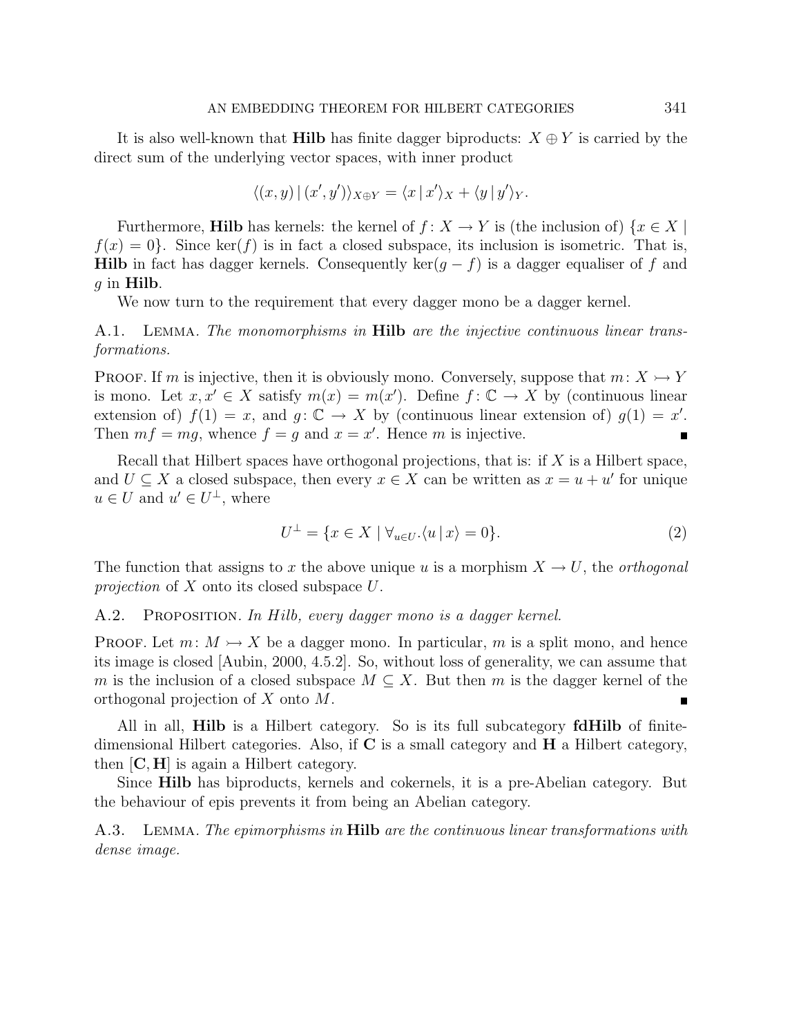It is also well-known that **Hilb** has finite dagger biproducts: $X \oplus Y$ is carried by the direct sum of the underlying vector spaces, with inner product

$$\langle (x,y) \,|\, (x',y') \rangle_{X \oplus Y} = \langle x \,|\, x' \rangle_X + \langle y \,|\, y' \rangle_Y .$$

Furthermore, **Hilb** has kernels: the kernel of $f \colon X \to Y$ is (the inclusion of) $\{x \in X \mid f(x) = 0\}$. Since $\ker(f)$ is in fact a closed subspace, its inclusion is isometric. That is, **Hilb** in fact has dagger kernels. Consequently $\ker(g - f)$ is a dagger equaliser of $f$ and $g$ in **Hilb**.

We now turn to the requirement that every dagger mono be a dagger kernel.

A.1. Lemma. *The monomorphisms in* **Hilb** *are the injective continuous linear transformations.*

Proof. If $m$ is injective, then it is obviously mono. Conversely, suppose that $m \colon X \rightarrowtail Y$ is mono. Let $x, x' \in X$ satisfy $m(x) = m(x')$. Define $f \colon \mathbb{C} \to X$ by (continuous linear extension of) $f(1) = x$, and $g \colon \mathbb{C} \to X$ by (continuous linear extension of) $g(1) = x'$. Then $mf = mg$, whence $f = g$ and $x = x'$. Hence $m$ is injective. ∎

Recall that Hilbert spaces have orthogonal projections, that is: if $X$ is a Hilbert space, and $U \subseteq X$ a closed subspace, then every $x \in X$ can be written as $x = u + u'$ for unique $u \in U$ and $u' \in U^\perp$, where

$$U^\perp = \{x \in X \mid \forall_{u \in U} . \langle u \,|\, x \rangle = 0\}. \tag{2}$$

The function that assigns to $x$ the above unique $u$ is a morphism $X \to U$, the *orthogonal projection* of $X$ onto its closed subspace $U$.

A.2. Proposition. *In Hilb, every dagger mono is a dagger kernel.*

Proof. Let $m \colon M \rightarrowtail X$ be a dagger mono. In particular, $m$ is a split mono, and hence its image is closed [Aubin, 2000, 4.5.2]. So, without loss of generality, we can assume that $m$ is the inclusion of a closed subspace $M \subseteq X$. But then $m$ is the dagger kernel of the orthogonal projection of $X$ onto $M$. ∎

All in all, **Hilb** is a Hilbert category. So is its full subcategory **fdHilb** of finite-dimensional Hilbert categories. Also, if $\mathbf{C}$ is a small category and $\mathbf{H}$ a Hilbert category, then $[\mathbf{C}, \mathbf{H}]$ is again a Hilbert category.

Since **Hilb** has biproducts, kernels and cokernels, it is a pre-Abelian category. But the behaviour of epis prevents it from being an Abelian category.

A.3. Lemma. *The epimorphisms in* **Hilb** *are the continuous linear transformations with dense image.*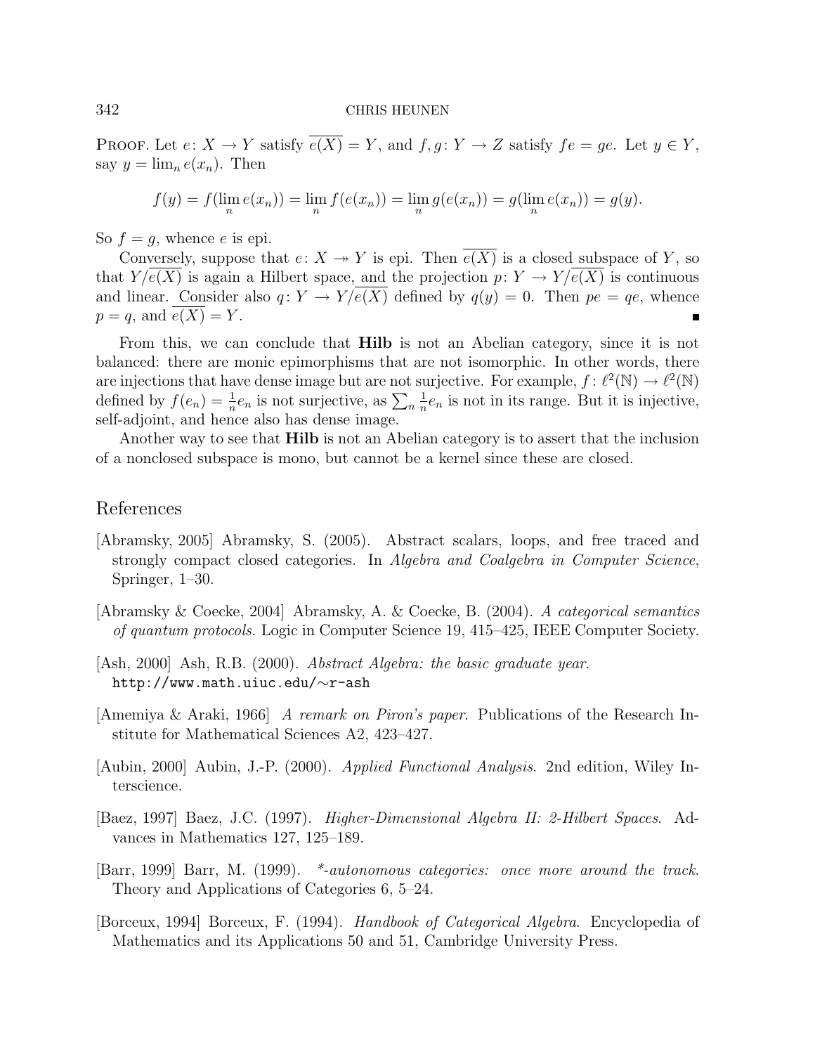Proof. Let $e\colon X \to Y$ satisfy $\overline{e(X)} = Y$, and $f, g\colon Y \to Z$ satisfy $fe = ge$. Let $y \in Y$, say $y = \lim_n e(x_n)$. Then

$$f(y) = f(\lim_n e(x_n)) = \lim_n f(e(x_n)) = \lim_n g(e(x_n)) = g(\lim_n e(x_n)) = g(y).$$

So $f = g$, whence $e$ is epi.

Conversely, suppose that $e\colon X \twoheadrightarrow Y$ is epi. Then $\overline{e(X)}$ is a closed subspace of $Y$, so that $Y/\overline{e(X)}$ is again a Hilbert space, and the projection $p\colon Y \to Y/\overline{e(X)}$ is continuous and linear. Consider also $q\colon Y \to Y/\overline{e(X)}$ defined by $q(y) = 0$. Then $pe = qe$, whence $p = q$, and $\overline{e(X)} = Y$. ∎

From this, we can conclude that **Hilb** is not an Abelian category, since it is not balanced: there are monic epimorphisms that are not isomorphic. In other words, there are injections that have dense image but are not surjective. For example, $f\colon \ell^2(\mathbb{N}) \to \ell^2(\mathbb{N})$ defined by $f(e_n) = \frac{1}{n}e_n$ is not surjective, as $\sum_n \frac{1}{n}e_n$ is not in its range. But it is injective, self-adjoint, and hence also has dense image.

Another way to see that **Hilb** is not an Abelian category is to assert that the inclusion of a nonclosed subspace is mono, but cannot be a kernel since these are closed.

## References

[Abramsky, 2005] Abramsky, S. (2005). Abstract scalars, loops, and free traced and strongly compact closed categories. In *Algebra and Coalgebra in Computer Science*, Springer, 1–30.

[Abramsky & Coecke, 2004] Abramsky, A. & Coecke, B. (2004). *A categorical semantics of quantum protocols*. Logic in Computer Science 19, 415–425, IEEE Computer Society.

[Ash, 2000] Ash, R.B. (2000). *Abstract Algebra: the basic graduate year.* `http://www.math.uiuc.edu/~r-ash`

[Amemiya & Araki, 1966] *A remark on Piron's paper*. Publications of the Research Institute for Mathematical Sciences A2, 423–427.

[Aubin, 2000] Aubin, J.-P. (2000). *Applied Functional Analysis*. 2nd edition, Wiley Interscience.

[Baez, 1997] Baez, J.C. (1997). *Higher-Dimensional Algebra II: 2-Hilbert Spaces*. Advances in Mathematics 127, 125–189.

[Barr, 1999] Barr, M. (1999). *\*-autonomous categories: once more around the track*. Theory and Applications of Categories 6, 5–24.

[Borceux, 1994] Borceux, F. (1994). *Handbook of Categorical Algebra*. Encyclopedia of Mathematics and its Applications 50 and 51, Cambridge University Press.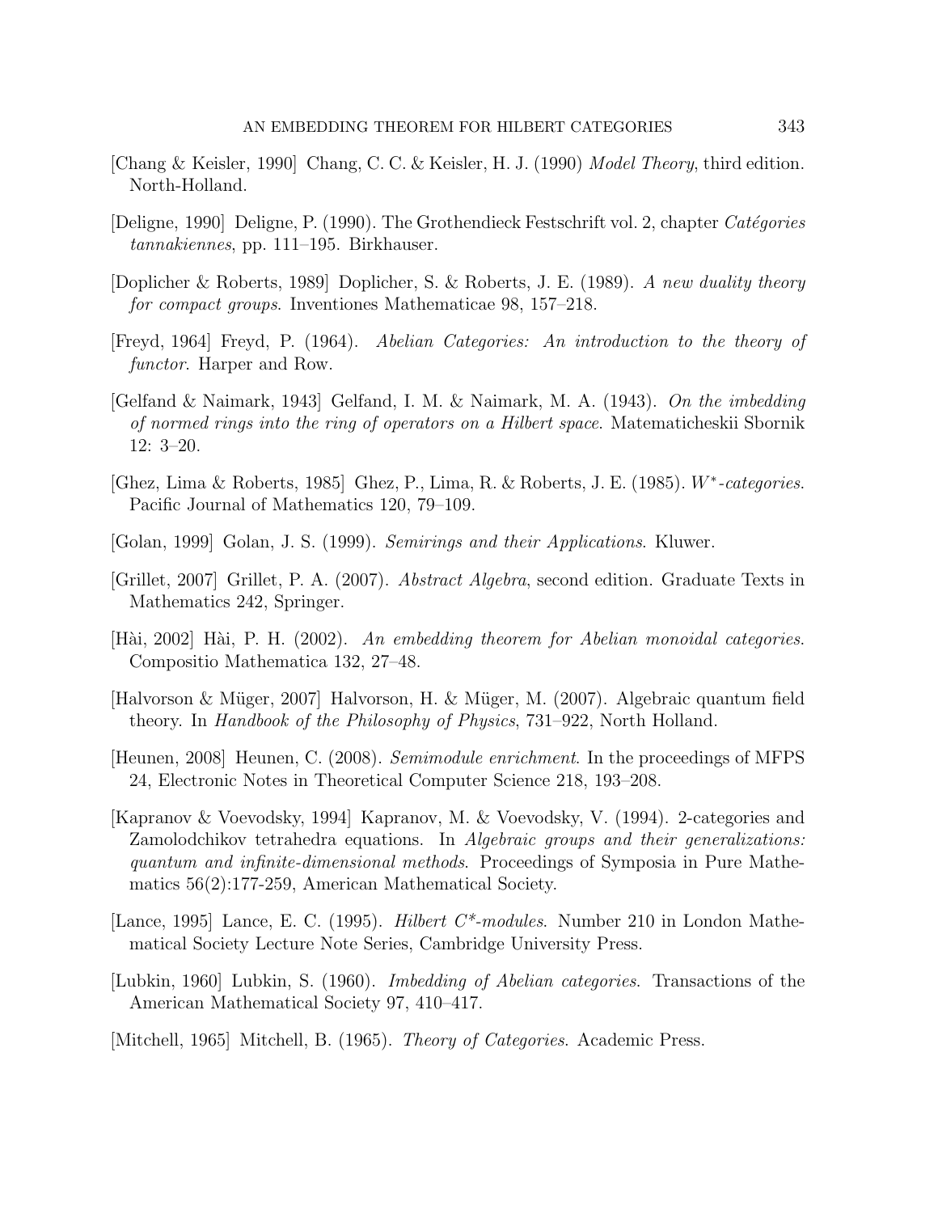[Chang & Keisler, 1990] Chang, C. C. & Keisler, H. J. (1990) *Model Theory*, third edition. North-Holland.

[Deligne, 1990] Deligne, P. (1990). The Grothendieck Festschrift vol. 2, chapter *Catégories tannakiennes*, pp. 111–195. Birkhauser.

[Doplicher & Roberts, 1989] Doplicher, S. & Roberts, J. E. (1989). *A new duality theory for compact groups*. Inventiones Mathematicae 98, 157–218.

[Freyd, 1964] Freyd, P. (1964). *Abelian Categories: An introduction to the theory of functor*. Harper and Row.

[Gelfand & Naimark, 1943] Gelfand, I. M. & Naimark, M. A. (1943). *On the imbedding of normed rings into the ring of operators on a Hilbert space*. Matematicheskii Sbornik 12: 3–20.

[Ghez, Lima & Roberts, 1985] Ghez, P., Lima, R. & Roberts, J. E. (1985). *$W^*$-categories*. Pacific Journal of Mathematics 120, 79–109.

[Golan, 1999] Golan, J. S. (1999). *Semirings and their Applications*. Kluwer.

[Grillet, 2007] Grillet, P. A. (2007). *Abstract Algebra*, second edition. Graduate Texts in Mathematics 242, Springer.

[Hài, 2002] Hài, P. H. (2002). *An embedding theorem for Abelian monoidal categories*. Compositio Mathematica 132, 27–48.

[Halvorson & Müger, 2007] Halvorson, H. & Müger, M. (2007). Algebraic quantum field theory. In *Handbook of the Philosophy of Physics*, 731–922, North Holland.

[Heunen, 2008] Heunen, C. (2008). *Semimodule enrichment*. In the proceedings of MFPS 24, Electronic Notes in Theoretical Computer Science 218, 193–208.

[Kapranov & Voevodsky, 1994] Kapranov, M. & Voevodsky, V. (1994). 2-categories and Zamolodchikov tetrahedra equations. In *Algebraic groups and their generalizations: quantum and infinite-dimensional methods*. Proceedings of Symposia in Pure Mathematics 56(2):177-259, American Mathematical Society.

[Lance, 1995] Lance, E. C. (1995). *Hilbert C\*-modules*. Number 210 in London Mathematical Society Lecture Note Series, Cambridge University Press.

[Lubkin, 1960] Lubkin, S. (1960). *Imbedding of Abelian categories*. Transactions of the American Mathematical Society 97, 410–417.

[Mitchell, 1965] Mitchell, B. (1965). *Theory of Categories*. Academic Press.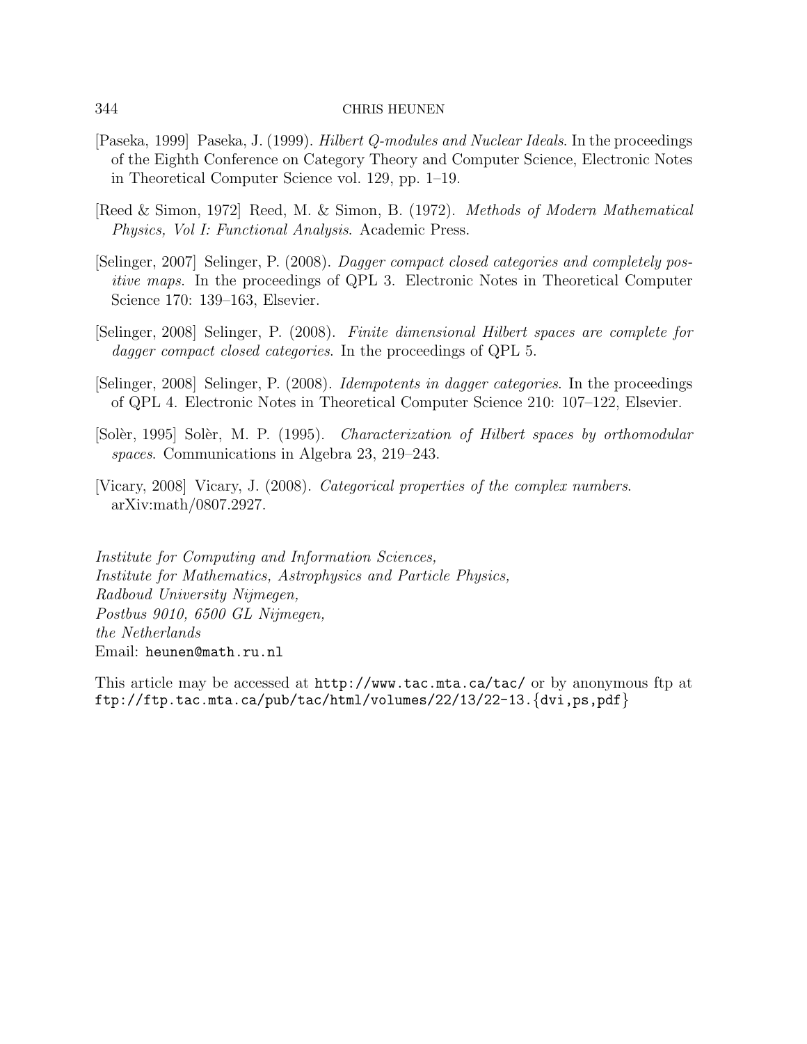[Paseka, 1999] Paseka, J. (1999). *Hilbert Q-modules and Nuclear Ideals*. In the proceedings of the Eighth Conference on Category Theory and Computer Science, Electronic Notes in Theoretical Computer Science vol. 129, pp. 1–19.

[Reed & Simon, 1972] Reed, M. & Simon, B. (1972). *Methods of Modern Mathematical Physics, Vol I: Functional Analysis*. Academic Press.

[Selinger, 2007] Selinger, P. (2008). *Dagger compact closed categories and completely positive maps*. In the proceedings of QPL 3. Electronic Notes in Theoretical Computer Science 170: 139–163, Elsevier.

[Selinger, 2008] Selinger, P. (2008). *Finite dimensional Hilbert spaces are complete for dagger compact closed categories*. In the proceedings of QPL 5.

[Selinger, 2008] Selinger, P. (2008). *Idempotents in dagger categories*. In the proceedings of QPL 4. Electronic Notes in Theoretical Computer Science 210: 107–122, Elsevier.

[Solèr, 1995] Solèr, M. P. (1995). *Characterization of Hilbert spaces by orthomodular spaces*. Communications in Algebra 23, 219–243.

[Vicary, 2008] Vicary, J. (2008). *Categorical properties of the complex numbers*. arXiv:math/0807.2927.

*Institute for Computing and Information Sciences,*
*Institute for Mathematics, Astrophysics and Particle Physics,*
*Radboud University Nijmegen,*
*Postbus 9010, 6500 GL Nijmegen,*
*the Netherlands*
Email: `heunen@math.ru.nl`

This article may be accessed at `http://www.tac.mta.ca/tac/` or by anonymous ftp at `ftp://ftp.tac.mta.ca/pub/tac/html/volumes/22/13/22-13.{dvi,ps,pdf}`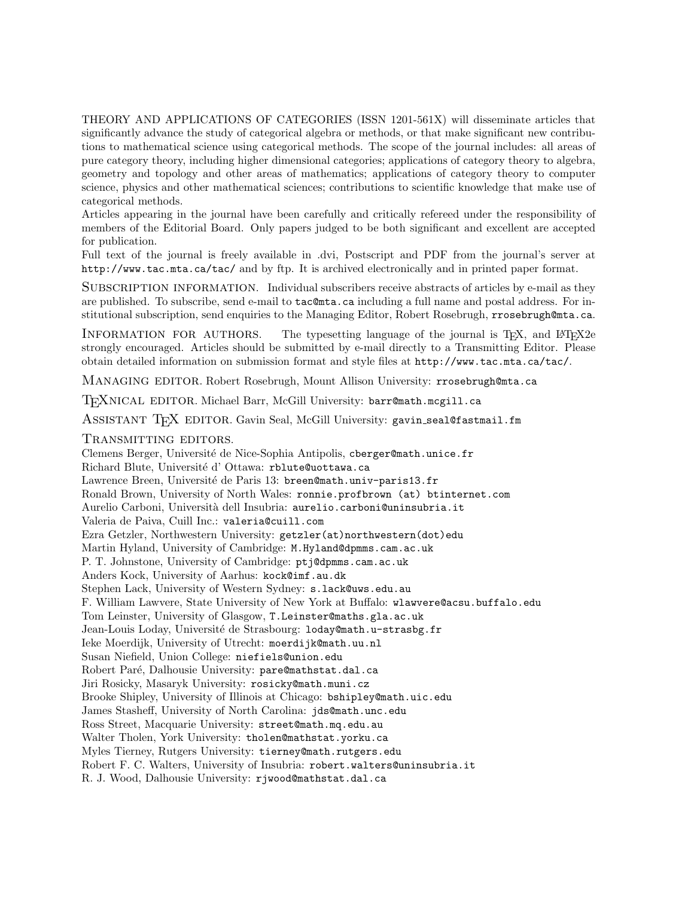THEORY AND APPLICATIONS OF CATEGORIES (ISSN 1201-561X) will disseminate articles that significantly advance the study of categorical algebra or methods, or that make significant new contributions to mathematical science using categorical methods. The scope of the journal includes: all areas of pure category theory, including higher dimensional categories; applications of category theory to algebra, geometry and topology and other areas of mathematics; applications of category theory to computer science, physics and other mathematical sciences; contributions to scientific knowledge that make use of categorical methods.

Articles appearing in the journal have been carefully and critically refereed under the responsibility of members of the Editorial Board. Only papers judged to be both significant and excellent are accepted for publication.

Full text of the journal is freely available in .dvi, Postscript and PDF from the journal's server at http://www.tac.mta.ca/tac/ and by ftp. It is archived electronically and in printed paper format.

Subscription information. Individual subscribers receive abstracts of articles by e-mail as they are published. To subscribe, send e-mail to tac@mta.ca including a full name and postal address. For institutional subscription, send enquiries to the Managing Editor, Robert Rosebrugh, rrosebrugh@mta.ca.

Information for authors. The typesetting language of the journal is TeX, and LaTeX2e strongly encouraged. Articles should be submitted by e-mail directly to a Transmitting Editor. Please obtain detailed information on submission format and style files at http://www.tac.mta.ca/tac/.

Managing editor. Robert Rosebrugh, Mount Allison University: rrosebrugh@mta.ca

TeXnical editor. Michael Barr, McGill University: barr@math.mcgill.ca

Assistant TeX editor. Gavin Seal, McGill University: gavin_seal@fastmail.fm

Transmitting editors.

Clemens Berger, Université de Nice-Sophia Antipolis, cberger@math.unice.fr
Richard Blute, Université d' Ottawa: rblute@uottawa.ca
Lawrence Breen, Université de Paris 13: breen@math.univ-paris13.fr
Ronald Brown, University of North Wales: ronnie.profbrown (at) btinternet.com
Aurelio Carboni, Università dell Insubria: aurelio.carboni@uninsubria.it
Valeria de Paiva, Cuill Inc.: valeria@cuill.com
Ezra Getzler, Northwestern University: getzler(at)northwestern(dot)edu
Martin Hyland, University of Cambridge: M.Hyland@dpmms.cam.ac.uk
P. T. Johnstone, University of Cambridge: ptj@dpmms.cam.ac.uk
Anders Kock, University of Aarhus: kock@imf.au.dk
Stephen Lack, University of Western Sydney: s.lack@uws.edu.au
F. William Lawvere, State University of New York at Buffalo: wlawvere@acsu.buffalo.edu
Tom Leinster, University of Glasgow, T.Leinster@maths.gla.ac.uk
Jean-Louis Loday, Université de Strasbourg: loday@math.u-strasbg.fr
Ieke Moerdijk, University of Utrecht: moerdijk@math.uu.nl
Susan Niefield, Union College: niefiels@union.edu
Robert Paré, Dalhousie University: pare@mathstat.dal.ca
Jiri Rosicky, Masaryk University: rosicky@math.muni.cz
Brooke Shipley, University of Illinois at Chicago: bshipley@math.uic.edu
James Stasheff, University of North Carolina: jds@math.unc.edu
Ross Street, Macquarie University: street@math.mq.edu.au
Walter Tholen, York University: tholen@mathstat.yorku.ca
Myles Tierney, Rutgers University: tierney@math.rutgers.edu
Robert F. C. Walters, University of Insubria: robert.walters@uninsubria.it
R. J. Wood, Dalhousie University: rjwood@mathstat.dal.ca